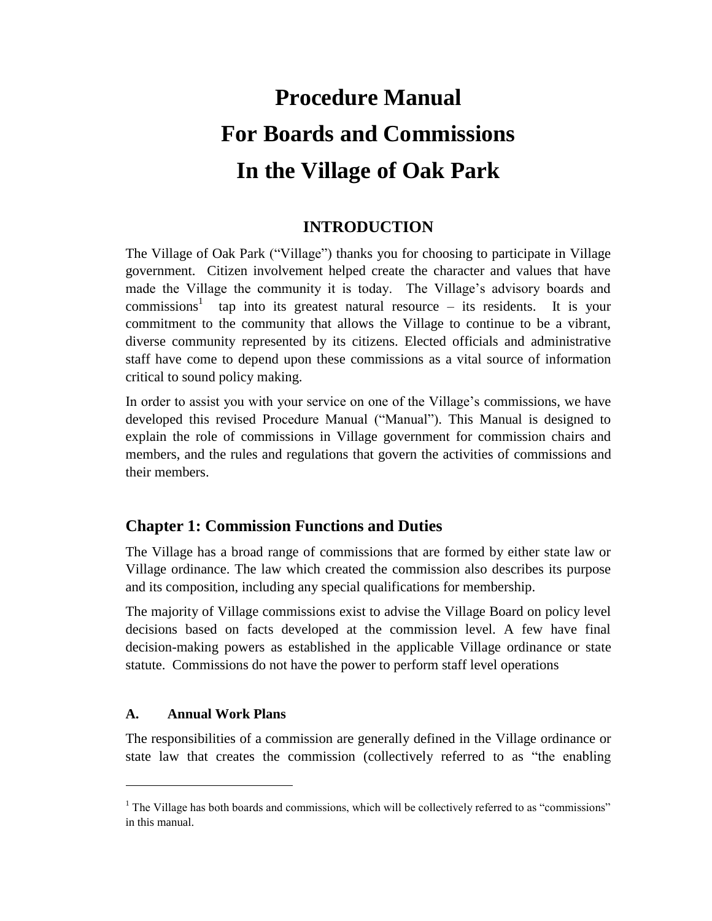# Procedure Manual
# For Boards and Commissions
# In the Village of Oak Park

## INTRODUCTION

The Village of Oak Park ("Village") thanks you for choosing to participate in Village government. Citizen involvement helped create the character and values that have made the Village the community it is today. The Village's advisory boards and commissions[1] tap into its greatest natural resource – its residents. It is your commitment to the community that allows the Village to continue to be a vibrant, diverse community represented by its citizens. Elected officials and administrative staff have come to depend upon these commissions as a vital source of information critical to sound policy making.

In order to assist you with your service on one of the Village's commissions, we have developed this revised Procedure Manual ("Manual"). This Manual is designed to explain the role of commissions in Village government for commission chairs and members, and the rules and regulations that govern the activities of commissions and their members.

## Chapter 1: Commission Functions and Duties

The Village has a broad range of commissions that are formed by either state law or Village ordinance. The law which created the commission also describes its purpose and its composition, including any special qualifications for membership.

The majority of Village commissions exist to advise the Village Board on policy level decisions based on facts developed at the commission level. A few have final decision-making powers as established in the applicable Village ordinance or state statute. Commissions do not have the power to perform staff level operations

### A. Annual Work Plans

The responsibilities of a commission are generally defined in the Village ordinance or state law that creates the commission (collectively referred to as "the enabling

[1] The Village has both boards and commissions, which will be collectively referred to as "commissions" in this manual.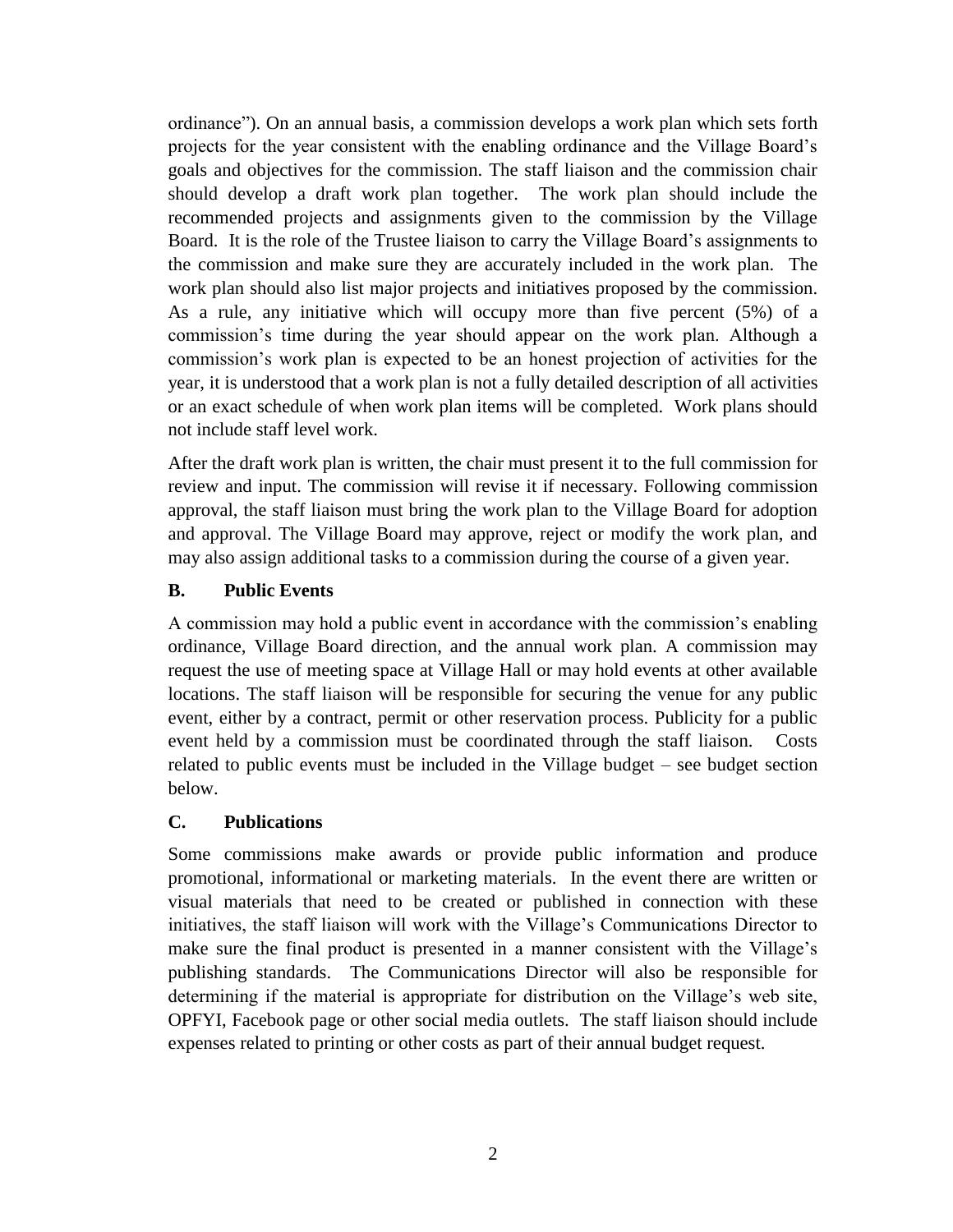ordinance"). On an annual basis, a commission develops a work plan which sets forth projects for the year consistent with the enabling ordinance and the Village Board's goals and objectives for the commission. The staff liaison and the commission chair should develop a draft work plan together. The work plan should include the recommended projects and assignments given to the commission by the Village Board. It is the role of the Trustee liaison to carry the Village Board's assignments to the commission and make sure they are accurately included in the work plan. The work plan should also list major projects and initiatives proposed by the commission. As a rule, any initiative which will occupy more than five percent (5%) of a commission's time during the year should appear on the work plan. Although a commission's work plan is expected to be an honest projection of activities for the year, it is understood that a work plan is not a fully detailed description of all activities or an exact schedule of when work plan items will be completed. Work plans should not include staff level work.

After the draft work plan is written, the chair must present it to the full commission for review and input. The commission will revise it if necessary. Following commission approval, the staff liaison must bring the work plan to the Village Board for adoption and approval. The Village Board may approve, reject or modify the work plan, and may also assign additional tasks to a commission during the course of a given year.

### B. Public Events

A commission may hold a public event in accordance with the commission's enabling ordinance, Village Board direction, and the annual work plan. A commission may request the use of meeting space at Village Hall or may hold events at other available locations. The staff liaison will be responsible for securing the venue for any public event, either by a contract, permit or other reservation process. Publicity for a public event held by a commission must be coordinated through the staff liaison. Costs related to public events must be included in the Village budget – see budget section below.

### C. Publications

Some commissions make awards or provide public information and produce promotional, informational or marketing materials. In the event there are written or visual materials that need to be created or published in connection with these initiatives, the staff liaison will work with the Village's Communications Director to make sure the final product is presented in a manner consistent with the Village's publishing standards. The Communications Director will also be responsible for determining if the material is appropriate for distribution on the Village's web site, OPFYI, Facebook page or other social media outlets. The staff liaison should include expenses related to printing or other costs as part of their annual budget request.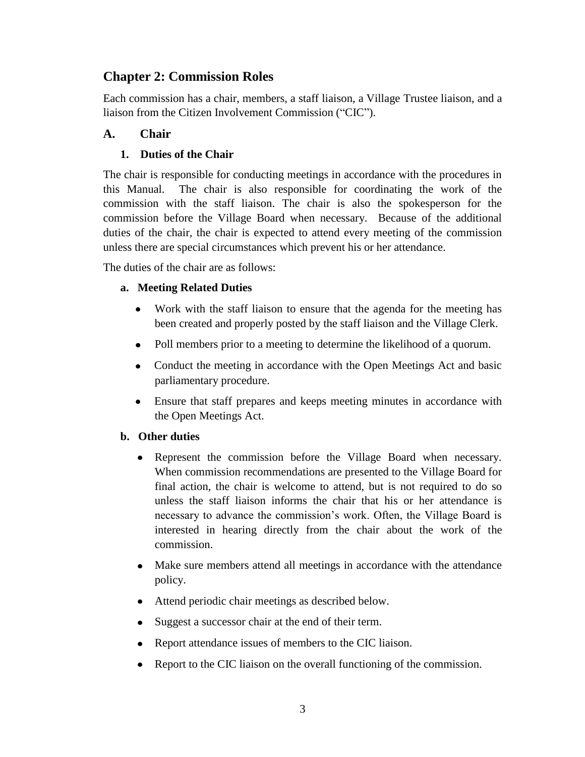## Chapter 2: Commission Roles

Each commission has a chair, members, a staff liaison, a Village Trustee liaison, and a liaison from the Citizen Involvement Commission ("CIC").

### A. Chair

#### 1. Duties of the Chair

The chair is responsible for conducting meetings in accordance with the procedures in this Manual. The chair is also responsible for coordinating the work of the commission with the staff liaison. The chair is also the spokesperson for the commission before the Village Board when necessary. Because of the additional duties of the chair, the chair is expected to attend every meeting of the commission unless there are special circumstances which prevent his or her attendance.

The duties of the chair are as follows:

**a. Meeting Related Duties**

- Work with the staff liaison to ensure that the agenda for the meeting has been created and properly posted by the staff liaison and the Village Clerk.
- Poll members prior to a meeting to determine the likelihood of a quorum.
- Conduct the meeting in accordance with the Open Meetings Act and basic parliamentary procedure.
- Ensure that staff prepares and keeps meeting minutes in accordance with the Open Meetings Act.

**b. Other duties**

- Represent the commission before the Village Board when necessary. When commission recommendations are presented to the Village Board for final action, the chair is welcome to attend, but is not required to do so unless the staff liaison informs the chair that his or her attendance is necessary to advance the commission's work. Often, the Village Board is interested in hearing directly from the chair about the work of the commission.
- Make sure members attend all meetings in accordance with the attendance policy.
- Attend periodic chair meetings as described below.
- Suggest a successor chair at the end of their term.
- Report attendance issues of members to the CIC liaison.
- Report to the CIC liaison on the overall functioning of the commission.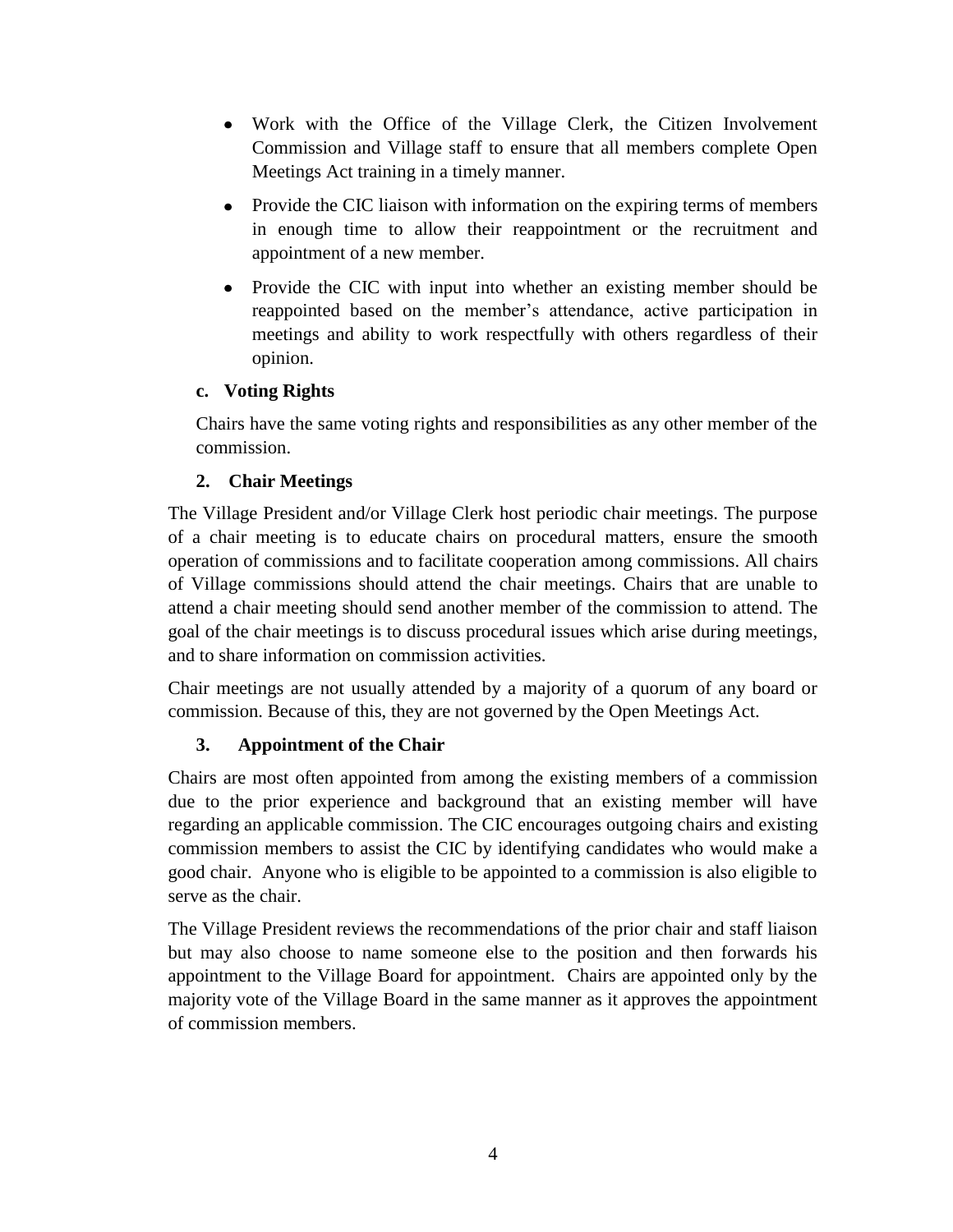- Work with the Office of the Village Clerk, the Citizen Involvement Commission and Village staff to ensure that all members complete Open Meetings Act training in a timely manner.
- Provide the CIC liaison with information on the expiring terms of members in enough time to allow their reappointment or the recruitment and appointment of a new member.
- Provide the CIC with input into whether an existing member should be reappointed based on the member's attendance, active participation in meetings and ability to work respectfully with others regardless of their opinion.

#### c. Voting Rights

Chairs have the same voting rights and responsibilities as any other member of the commission.

### 2. Chair Meetings

The Village President and/or Village Clerk host periodic chair meetings. The purpose of a chair meeting is to educate chairs on procedural matters, ensure the smooth operation of commissions and to facilitate cooperation among commissions. All chairs of Village commissions should attend the chair meetings. Chairs that are unable to attend a chair meeting should send another member of the commission to attend. The goal of the chair meetings is to discuss procedural issues which arise during meetings, and to share information on commission activities.

Chair meetings are not usually attended by a majority of a quorum of any board or commission. Because of this, they are not governed by the Open Meetings Act.

### 3. Appointment of the Chair

Chairs are most often appointed from among the existing members of a commission due to the prior experience and background that an existing member will have regarding an applicable commission. The CIC encourages outgoing chairs and existing commission members to assist the CIC by identifying candidates who would make a good chair. Anyone who is eligible to be appointed to a commission is also eligible to serve as the chair.

The Village President reviews the recommendations of the prior chair and staff liaison but may also choose to name someone else to the position and then forwards his appointment to the Village Board for appointment. Chairs are appointed only by the majority vote of the Village Board in the same manner as it approves the appointment of commission members.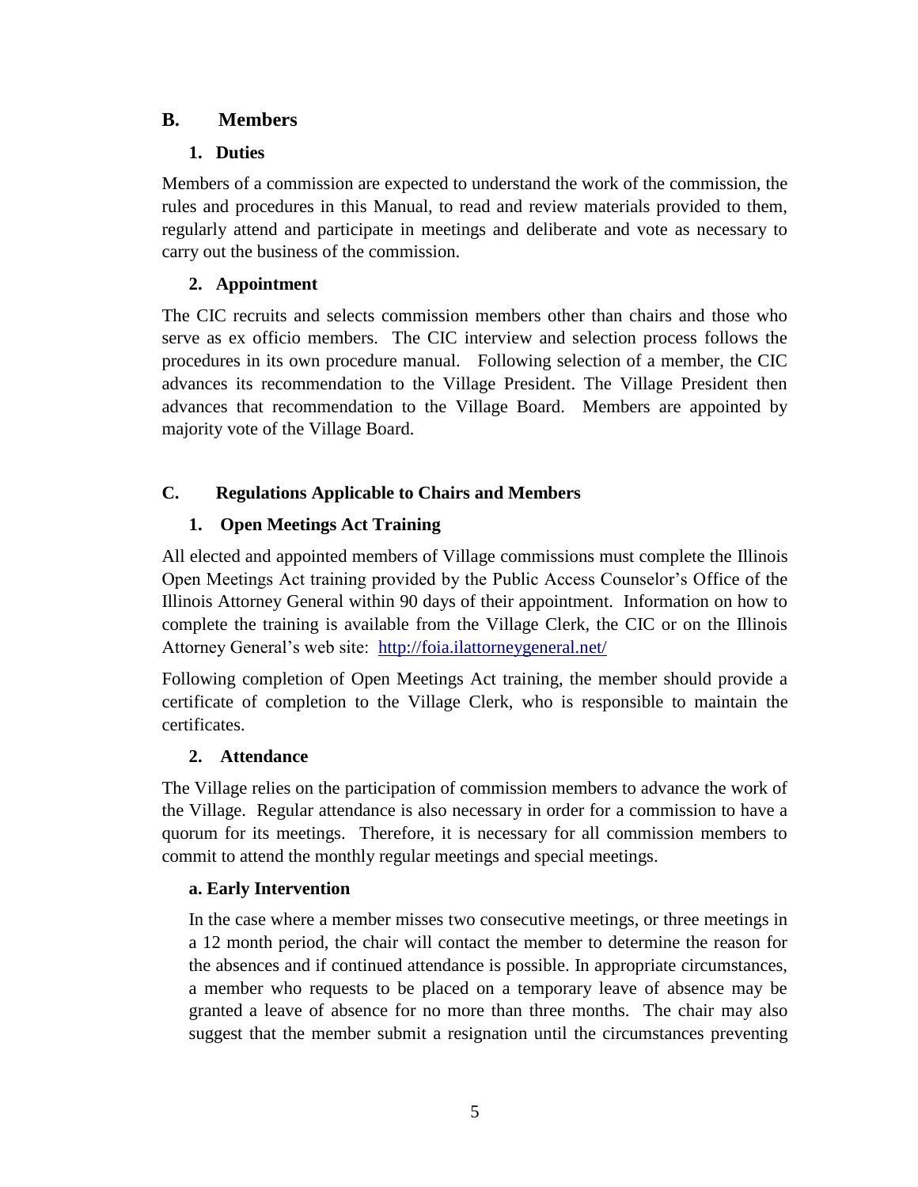## B. Members

### 1. Duties

Members of a commission are expected to understand the work of the commission, the rules and procedures in this Manual, to read and review materials provided to them, regularly attend and participate in meetings and deliberate and vote as necessary to carry out the business of the commission.

### 2. Appointment

The CIC recruits and selects commission members other than chairs and those who serve as ex officio members. The CIC interview and selection process follows the procedures in its own procedure manual. Following selection of a member, the CIC advances its recommendation to the Village President. The Village President then advances that recommendation to the Village Board. Members are appointed by majority vote of the Village Board.

## C. Regulations Applicable to Chairs and Members

### 1. Open Meetings Act Training

All elected and appointed members of Village commissions must complete the Illinois Open Meetings Act training provided by the Public Access Counselor's Office of the Illinois Attorney General within 90 days of their appointment. Information on how to complete the training is available from the Village Clerk, the CIC or on the Illinois Attorney General's web site: http://foia.ilattorneygeneral.net/

Following completion of Open Meetings Act training, the member should provide a certificate of completion to the Village Clerk, who is responsible to maintain the certificates.

### 2. Attendance

The Village relies on the participation of commission members to advance the work of the Village. Regular attendance is also necessary in order for a commission to have a quorum for its meetings. Therefore, it is necessary for all commission members to commit to attend the monthly regular meetings and special meetings.

#### a. Early Intervention

In the case where a member misses two consecutive meetings, or three meetings in a 12 month period, the chair will contact the member to determine the reason for the absences and if continued attendance is possible. In appropriate circumstances, a member who requests to be placed on a temporary leave of absence may be granted a leave of absence for no more than three months. The chair may also suggest that the member submit a resignation until the circumstances preventing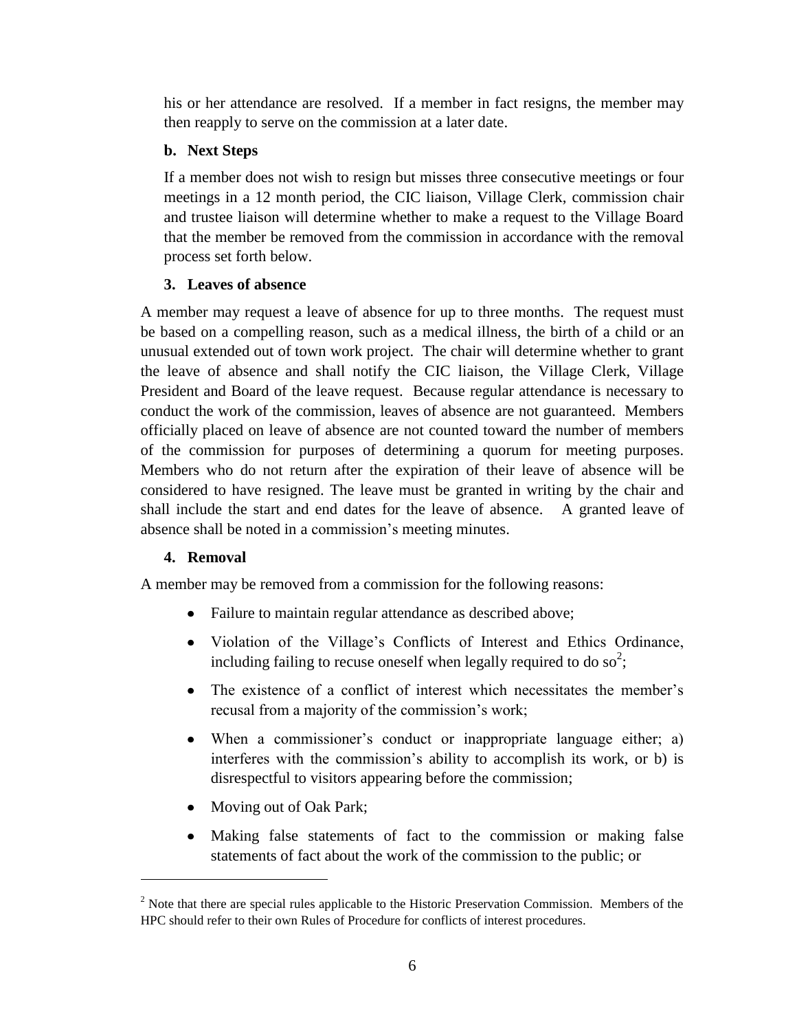his or her attendance are resolved. If a member in fact resigns, the member may then reapply to serve on the commission at a later date.

**b. Next Steps**

If a member does not wish to resign but misses three consecutive meetings or four meetings in a 12 month period, the CIC liaison, Village Clerk, commission chair and trustee liaison will determine whether to make a request to the Village Board that the member be removed from the commission in accordance with the removal process set forth below.

### 3. Leaves of absence

A member may request a leave of absence for up to three months. The request must be based on a compelling reason, such as a medical illness, the birth of a child or an unusual extended out of town work project. The chair will determine whether to grant the leave of absence and shall notify the CIC liaison, the Village Clerk, Village President and Board of the leave request. Because regular attendance is necessary to conduct the work of the commission, leaves of absence are not guaranteed. Members officially placed on leave of absence are not counted toward the number of members of the commission for purposes of determining a quorum for meeting purposes. Members who do not return after the expiration of their leave of absence will be considered to have resigned. The leave must be granted in writing by the chair and shall include the start and end dates for the leave of absence. A granted leave of absence shall be noted in a commission's meeting minutes.

### 4. Removal

A member may be removed from a commission for the following reasons:

- Failure to maintain regular attendance as described above;
- Violation of the Village's Conflicts of Interest and Ethics Ordinance, including failing to recuse oneself when legally required to do so[2];
- The existence of a conflict of interest which necessitates the member's recusal from a majority of the commission's work;
- When a commissioner's conduct or inappropriate language either; a) interferes with the commission's ability to accomplish its work, or b) is disrespectful to visitors appearing before the commission;
- Moving out of Oak Park;
- Making false statements of fact to the commission or making false statements of fact about the work of the commission to the public; or

[2] Note that there are special rules applicable to the Historic Preservation Commission. Members of the HPC should refer to their own Rules of Procedure for conflicts of interest procedures.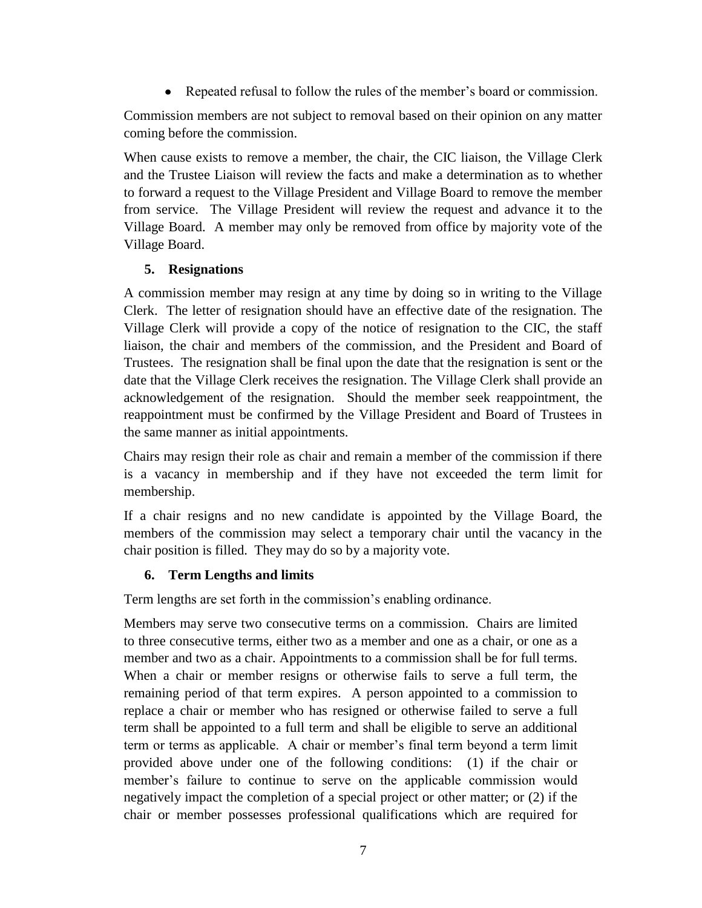- Repeated refusal to follow the rules of the member's board or commission.

Commission members are not subject to removal based on their opinion on any matter coming before the commission.

When cause exists to remove a member, the chair, the CIC liaison, the Village Clerk and the Trustee Liaison will review the facts and make a determination as to whether to forward a request to the Village President and Village Board to remove the member from service. The Village President will review the request and advance it to the Village Board. A member may only be removed from office by majority vote of the Village Board.

### 5. Resignations

A commission member may resign at any time by doing so in writing to the Village Clerk. The letter of resignation should have an effective date of the resignation. The Village Clerk will provide a copy of the notice of resignation to the CIC, the staff liaison, the chair and members of the commission, and the President and Board of Trustees. The resignation shall be final upon the date that the resignation is sent or the date that the Village Clerk receives the resignation. The Village Clerk shall provide an acknowledgement of the resignation. Should the member seek reappointment, the reappointment must be confirmed by the Village President and Board of Trustees in the same manner as initial appointments.

Chairs may resign their role as chair and remain a member of the commission if there is a vacancy in membership and if they have not exceeded the term limit for membership.

If a chair resigns and no new candidate is appointed by the Village Board, the members of the commission may select a temporary chair until the vacancy in the chair position is filled. They may do so by a majority vote.

### 6. Term Lengths and limits

Term lengths are set forth in the commission's enabling ordinance.

Members may serve two consecutive terms on a commission. Chairs are limited to three consecutive terms, either two as a member and one as a chair, or one as a member and two as a chair. Appointments to a commission shall be for full terms. When a chair or member resigns or otherwise fails to serve a full term, the remaining period of that term expires. A person appointed to a commission to replace a chair or member who has resigned or otherwise failed to serve a full term shall be appointed to a full term and shall be eligible to serve an additional term or terms as applicable. A chair or member's final term beyond a term limit provided above under one of the following conditions: (1) if the chair or member's failure to continue to serve on the applicable commission would negatively impact the completion of a special project or other matter; or (2) if the chair or member possesses professional qualifications which are required for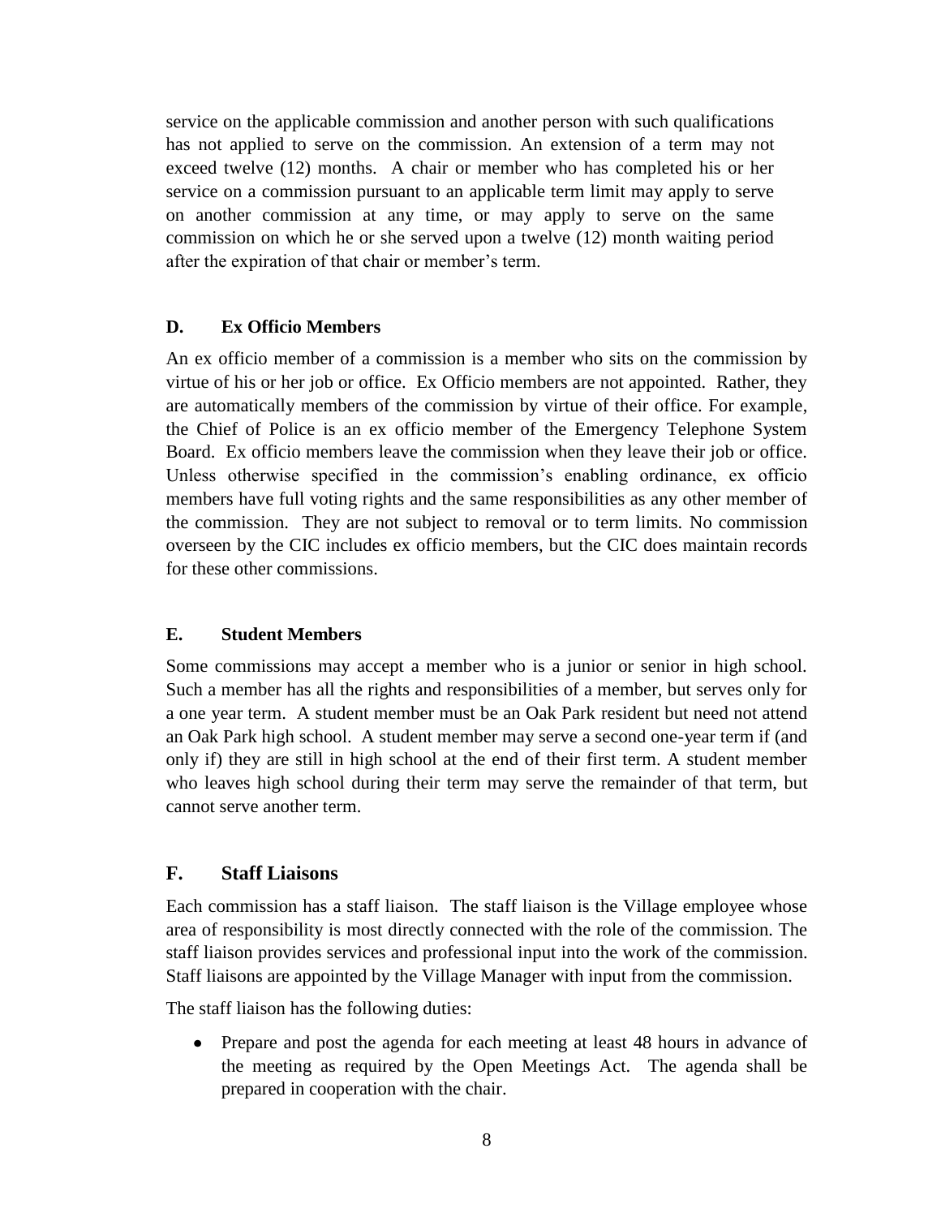service on the applicable commission and another person with such qualifications has not applied to serve on the commission. An extension of a term may not exceed twelve (12) months. A chair or member who has completed his or her service on a commission pursuant to an applicable term limit may apply to serve on another commission at any time, or may apply to serve on the same commission on which he or she served upon a twelve (12) month waiting period after the expiration of that chair or member's term.

### D. Ex Officio Members

An ex officio member of a commission is a member who sits on the commission by virtue of his or her job or office. Ex Officio members are not appointed. Rather, they are automatically members of the commission by virtue of their office. For example, the Chief of Police is an ex officio member of the Emergency Telephone System Board. Ex officio members leave the commission when they leave their job or office. Unless otherwise specified in the commission's enabling ordinance, ex officio members have full voting rights and the same responsibilities as any other member of the commission. They are not subject to removal or to term limits. No commission overseen by the CIC includes ex officio members, but the CIC does maintain records for these other commissions.

### E. Student Members

Some commissions may accept a member who is a junior or senior in high school. Such a member has all the rights and responsibilities of a member, but serves only for a one year term. A student member must be an Oak Park resident but need not attend an Oak Park high school. A student member may serve a second one-year term if (and only if) they are still in high school at the end of their first term. A student member who leaves high school during their term may serve the remainder of that term, but cannot serve another term.

## F. Staff Liaisons

Each commission has a staff liaison. The staff liaison is the Village employee whose area of responsibility is most directly connected with the role of the commission. The staff liaison provides services and professional input into the work of the commission. Staff liaisons are appointed by the Village Manager with input from the commission.

The staff liaison has the following duties:

- Prepare and post the agenda for each meeting at least 48 hours in advance of the meeting as required by the Open Meetings Act. The agenda shall be prepared in cooperation with the chair.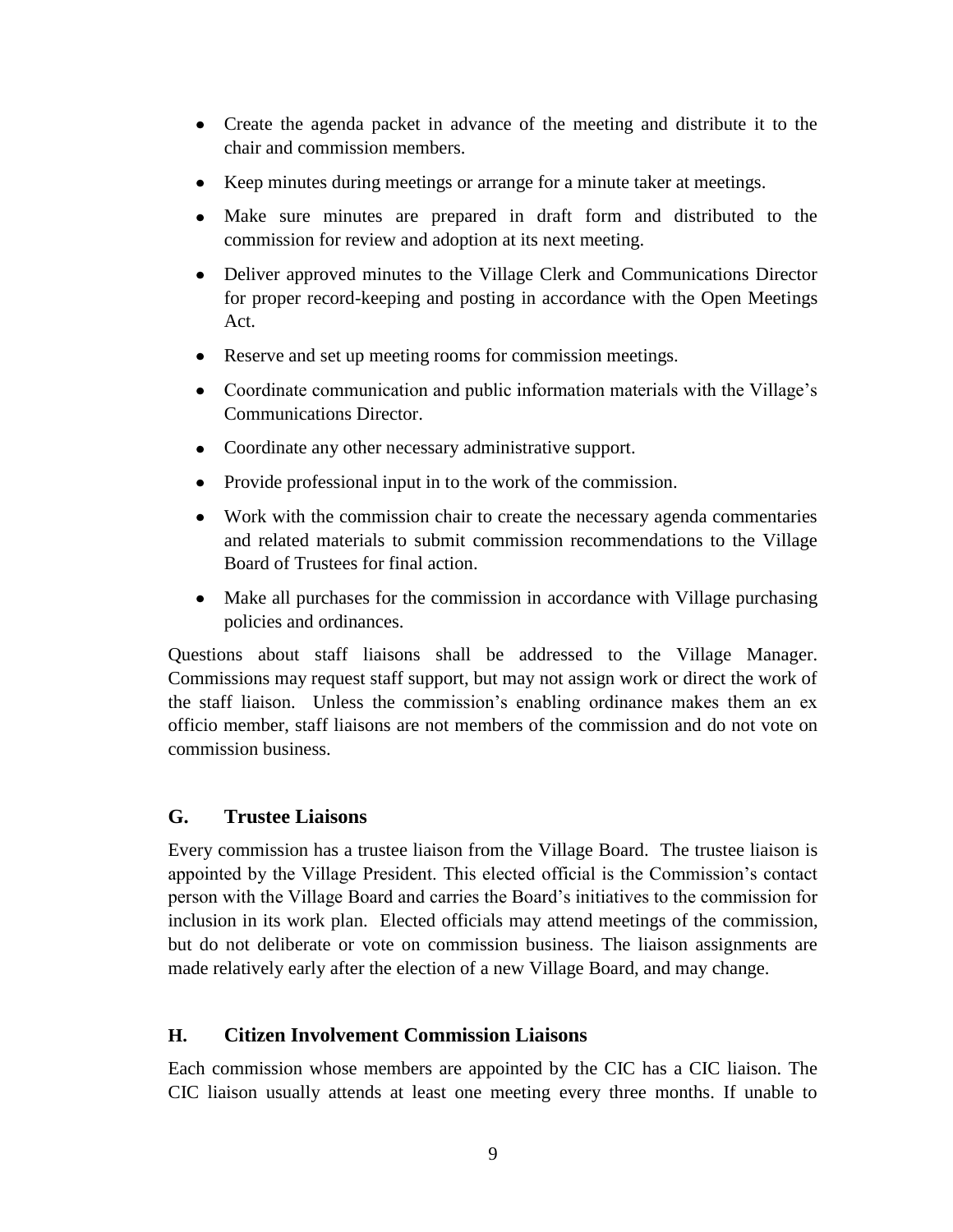- Create the agenda packet in advance of the meeting and distribute it to the chair and commission members.
- Keep minutes during meetings or arrange for a minute taker at meetings.
- Make sure minutes are prepared in draft form and distributed to the commission for review and adoption at its next meeting.
- Deliver approved minutes to the Village Clerk and Communications Director for proper record-keeping and posting in accordance with the Open Meetings Act.
- Reserve and set up meeting rooms for commission meetings.
- Coordinate communication and public information materials with the Village's Communications Director.
- Coordinate any other necessary administrative support.
- Provide professional input in to the work of the commission.
- Work with the commission chair to create the necessary agenda commentaries and related materials to submit commission recommendations to the Village Board of Trustees for final action.
- Make all purchases for the commission in accordance with Village purchasing policies and ordinances.

Questions about staff liaisons shall be addressed to the Village Manager. Commissions may request staff support, but may not assign work or direct the work of the staff liaison. Unless the commission's enabling ordinance makes them an ex officio member, staff liaisons are not members of the commission and do not vote on commission business.

## G. Trustee Liaisons

Every commission has a trustee liaison from the Village Board. The trustee liaison is appointed by the Village President. This elected official is the Commission's contact person with the Village Board and carries the Board's initiatives to the commission for inclusion in its work plan. Elected officials may attend meetings of the commission, but do not deliberate or vote on commission business. The liaison assignments are made relatively early after the election of a new Village Board, and may change.

## H. Citizen Involvement Commission Liaisons

Each commission whose members are appointed by the CIC has a CIC liaison. The CIC liaison usually attends at least one meeting every three months. If unable to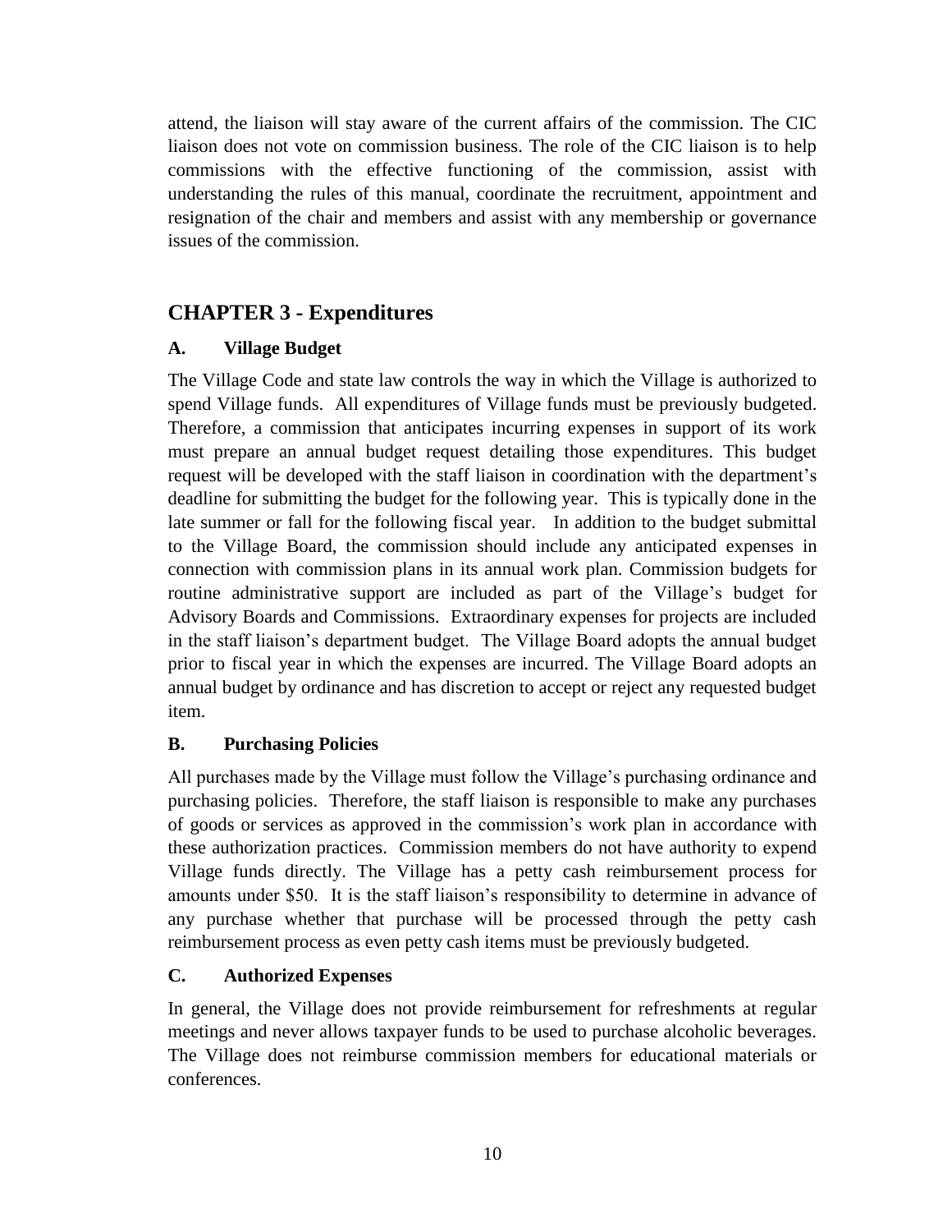attend, the liaison will stay aware of the current affairs of the commission. The CIC liaison does not vote on commission business. The role of the CIC liaison is to help commissions with the effective functioning of the commission, assist with understanding the rules of this manual, coordinate the recruitment, appointment and resignation of the chair and members and assist with any membership or governance issues of the commission.

## CHAPTER 3 - Expenditures

### A. Village Budget

The Village Code and state law controls the way in which the Village is authorized to spend Village funds. All expenditures of Village funds must be previously budgeted. Therefore, a commission that anticipates incurring expenses in support of its work must prepare an annual budget request detailing those expenditures. This budget request will be developed with the staff liaison in coordination with the department's deadline for submitting the budget for the following year. This is typically done in the late summer or fall for the following fiscal year. In addition to the budget submittal to the Village Board, the commission should include any anticipated expenses in connection with commission plans in its annual work plan. Commission budgets for routine administrative support are included as part of the Village's budget for Advisory Boards and Commissions. Extraordinary expenses for projects are included in the staff liaison's department budget. The Village Board adopts the annual budget prior to fiscal year in which the expenses are incurred. The Village Board adopts an annual budget by ordinance and has discretion to accept or reject any requested budget item.

### B. Purchasing Policies

All purchases made by the Village must follow the Village's purchasing ordinance and purchasing policies. Therefore, the staff liaison is responsible to make any purchases of goods or services as approved in the commission's work plan in accordance with these authorization practices. Commission members do not have authority to expend Village funds directly. The Village has a petty cash reimbursement process for amounts under $50. It is the staff liaison's responsibility to determine in advance of any purchase whether that purchase will be processed through the petty cash reimbursement process as even petty cash items must be previously budgeted.

### C. Authorized Expenses

In general, the Village does not provide reimbursement for refreshments at regular meetings and never allows taxpayer funds to be used to purchase alcoholic beverages. The Village does not reimburse commission members for educational materials or conferences.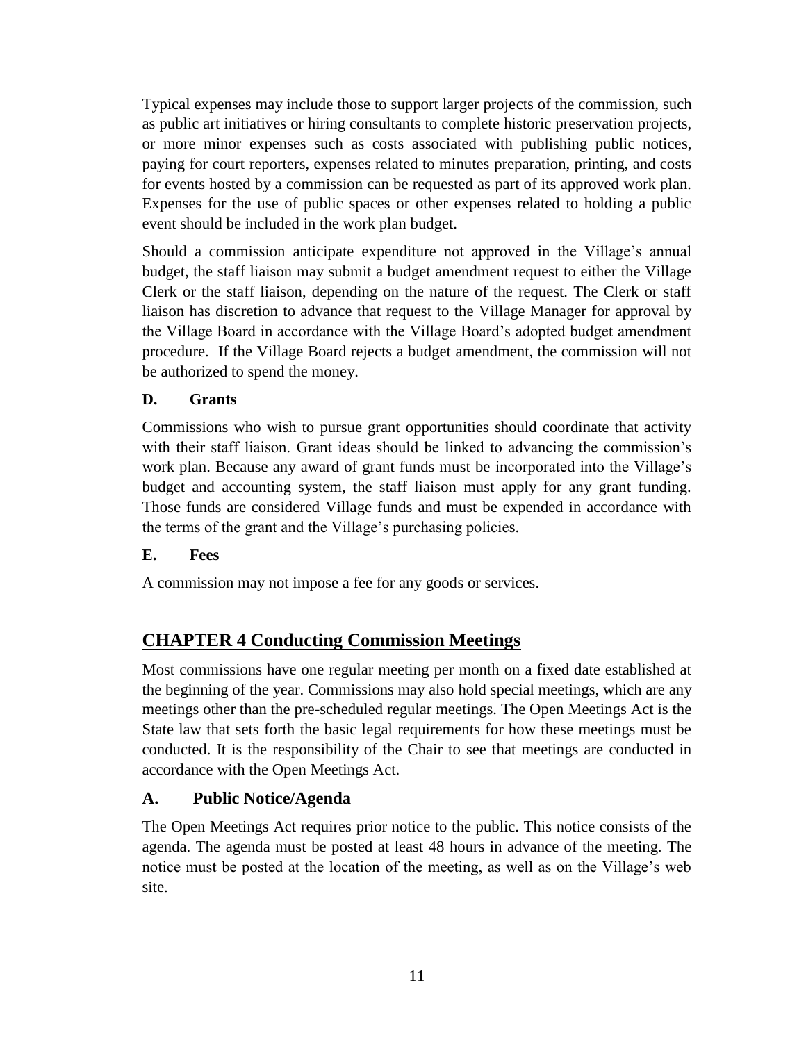Typical expenses may include those to support larger projects of the commission, such as public art initiatives or hiring consultants to complete historic preservation projects, or more minor expenses such as costs associated with publishing public notices, paying for court reporters, expenses related to minutes preparation, printing, and costs for events hosted by a commission can be requested as part of its approved work plan. Expenses for the use of public spaces or other expenses related to holding a public event should be included in the work plan budget.

Should a commission anticipate expenditure not approved in the Village's annual budget, the staff liaison may submit a budget amendment request to either the Village Clerk or the staff liaison, depending on the nature of the request. The Clerk or staff liaison has discretion to advance that request to the Village Manager for approval by the Village Board in accordance with the Village Board's adopted budget amendment procedure. If the Village Board rejects a budget amendment, the commission will not be authorized to spend the money.

### D. Grants

Commissions who wish to pursue grant opportunities should coordinate that activity with their staff liaison. Grant ideas should be linked to advancing the commission's work plan. Because any award of grant funds must be incorporated into the Village's budget and accounting system, the staff liaison must apply for any grant funding. Those funds are considered Village funds and must be expended in accordance with the terms of the grant and the Village's purchasing policies.

### E. Fees

A commission may not impose a fee for any goods or services.

## CHAPTER 4 Conducting Commission Meetings

Most commissions have one regular meeting per month on a fixed date established at the beginning of the year. Commissions may also hold special meetings, which are any meetings other than the pre-scheduled regular meetings. The Open Meetings Act is the State law that sets forth the basic legal requirements for how these meetings must be conducted. It is the responsibility of the Chair to see that meetings are conducted in accordance with the Open Meetings Act.

### A. Public Notice/Agenda

The Open Meetings Act requires prior notice to the public. This notice consists of the agenda. The agenda must be posted at least 48 hours in advance of the meeting. The notice must be posted at the location of the meeting, as well as on the Village's web site.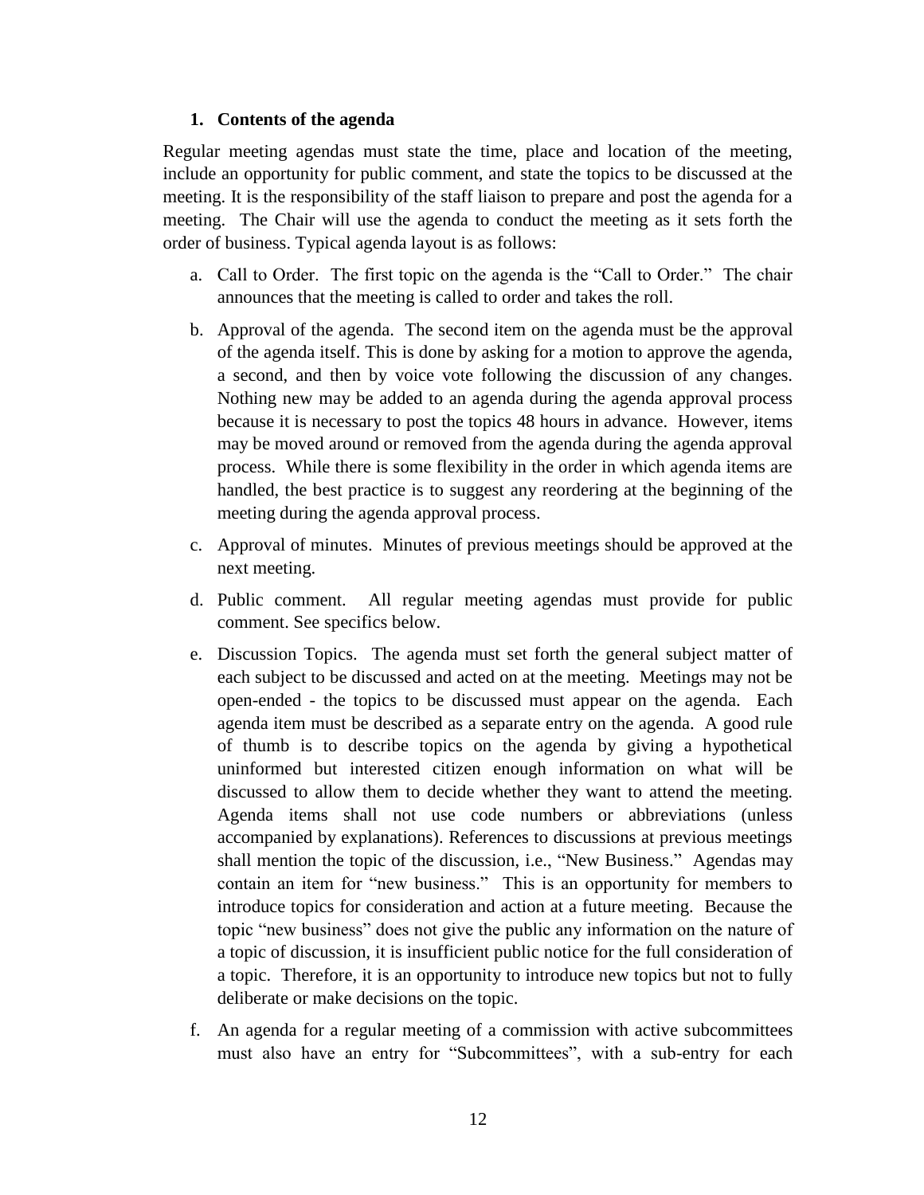### 1. Contents of the agenda

Regular meeting agendas must state the time, place and location of the meeting, include an opportunity for public comment, and state the topics to be discussed at the meeting. It is the responsibility of the staff liaison to prepare and post the agenda for a meeting. The Chair will use the agenda to conduct the meeting as it sets forth the order of business. Typical agenda layout is as follows:

a. Call to Order. The first topic on the agenda is the "Call to Order." The chair announces that the meeting is called to order and takes the roll.

b. Approval of the agenda. The second item on the agenda must be the approval of the agenda itself. This is done by asking for a motion to approve the agenda, a second, and then by voice vote following the discussion of any changes. Nothing new may be added to an agenda during the agenda approval process because it is necessary to post the topics 48 hours in advance. However, items may be moved around or removed from the agenda during the agenda approval process. While there is some flexibility in the order in which agenda items are handled, the best practice is to suggest any reordering at the beginning of the meeting during the agenda approval process.

c. Approval of minutes. Minutes of previous meetings should be approved at the next meeting.

d. Public comment. All regular meeting agendas must provide for public comment. See specifics below.

e. Discussion Topics. The agenda must set forth the general subject matter of each subject to be discussed and acted on at the meeting. Meetings may not be open-ended - the topics to be discussed must appear on the agenda. Each agenda item must be described as a separate entry on the agenda. A good rule of thumb is to describe topics on the agenda by giving a hypothetical uninformed but interested citizen enough information on what will be discussed to allow them to decide whether they want to attend the meeting. Agenda items shall not use code numbers or abbreviations (unless accompanied by explanations). References to discussions at previous meetings shall mention the topic of the discussion, i.e., "New Business." Agendas may contain an item for "new business." This is an opportunity for members to introduce topics for consideration and action at a future meeting. Because the topic "new business" does not give the public any information on the nature of a topic of discussion, it is insufficient public notice for the full consideration of a topic. Therefore, it is an opportunity to introduce new topics but not to fully deliberate or make decisions on the topic.

f. An agenda for a regular meeting of a commission with active subcommittees must also have an entry for "Subcommittees", with a sub-entry for each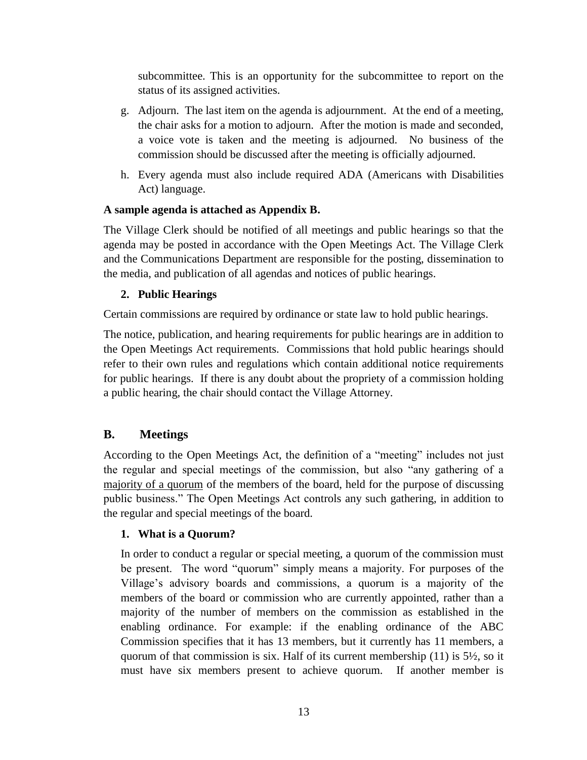subcommittee. This is an opportunity for the subcommittee to report on the status of its assigned activities.

g. Adjourn. The last item on the agenda is adjournment. At the end of a meeting, the chair asks for a motion to adjourn. After the motion is made and seconded, a voice vote is taken and the meeting is adjourned. No business of the commission should be discussed after the meeting is officially adjourned.

h. Every agenda must also include required ADA (Americans with Disabilities Act) language.

**A sample agenda is attached as Appendix B.**

The Village Clerk should be notified of all meetings and public hearings so that the agenda may be posted in accordance with the Open Meetings Act. The Village Clerk and the Communications Department are responsible for the posting, dissemination to the media, and publication of all agendas and notices of public hearings.

### 2. Public Hearings

Certain commissions are required by ordinance or state law to hold public hearings.

The notice, publication, and hearing requirements for public hearings are in addition to the Open Meetings Act requirements. Commissions that hold public hearings should refer to their own rules and regulations which contain additional notice requirements for public hearings. If there is any doubt about the propriety of a commission holding a public hearing, the chair should contact the Village Attorney.

## B. Meetings

According to the Open Meetings Act, the definition of a "meeting" includes not just the regular and special meetings of the commission, but also "any gathering of a majority of a quorum of the members of the board, held for the purpose of discussing public business." The Open Meetings Act controls any such gathering, in addition to the regular and special meetings of the board.

### 1. What is a Quorum?

In order to conduct a regular or special meeting, a quorum of the commission must be present. The word "quorum" simply means a majority. For purposes of the Village's advisory boards and commissions, a quorum is a majority of the members of the board or commission who are currently appointed, rather than a majority of the number of members on the commission as established in the enabling ordinance. For example: if the enabling ordinance of the ABC Commission specifies that it has 13 members, but it currently has 11 members, a quorum of that commission is six. Half of its current membership (11) is 5½, so it must have six members present to achieve quorum. If another member is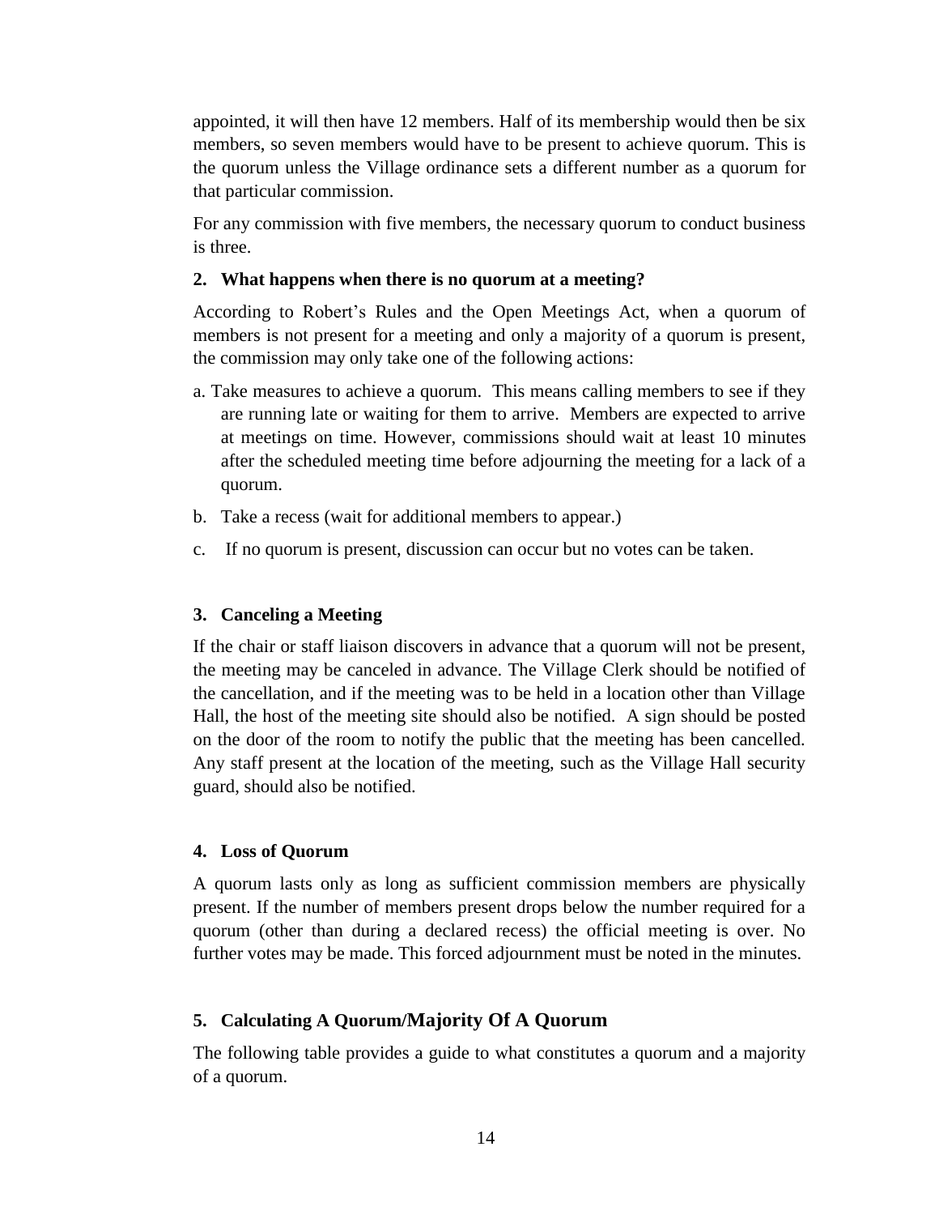appointed, it will then have 12 members. Half of its membership would then be six members, so seven members would have to be present to achieve quorum. This is the quorum unless the Village ordinance sets a different number as a quorum for that particular commission.

For any commission with five members, the necessary quorum to conduct business is three.

### 2. What happens when there is no quorum at a meeting?

According to Robert's Rules and the Open Meetings Act, when a quorum of members is not present for a meeting and only a majority of a quorum is present, the commission may only take one of the following actions:

a. Take measures to achieve a quorum. This means calling members to see if they are running late or waiting for them to arrive. Members are expected to arrive at meetings on time. However, commissions should wait at least 10 minutes after the scheduled meeting time before adjourning the meeting for a lack of a quorum.

b. Take a recess (wait for additional members to appear.)

c. If no quorum is present, discussion can occur but no votes can be taken.

### 3. Canceling a Meeting

If the chair or staff liaison discovers in advance that a quorum will not be present, the meeting may be canceled in advance. The Village Clerk should be notified of the cancellation, and if the meeting was to be held in a location other than Village Hall, the host of the meeting site should also be notified. A sign should be posted on the door of the room to notify the public that the meeting has been cancelled. Any staff present at the location of the meeting, such as the Village Hall security guard, should also be notified.

### 4. Loss of Quorum

A quorum lasts only as long as sufficient commission members are physically present. If the number of members present drops below the number required for a quorum (other than during a declared recess) the official meeting is over. No further votes may be made. This forced adjournment must be noted in the minutes.

### 5. Calculating A Quorum/Majority Of A Quorum

The following table provides a guide to what constitutes a quorum and a majority of a quorum.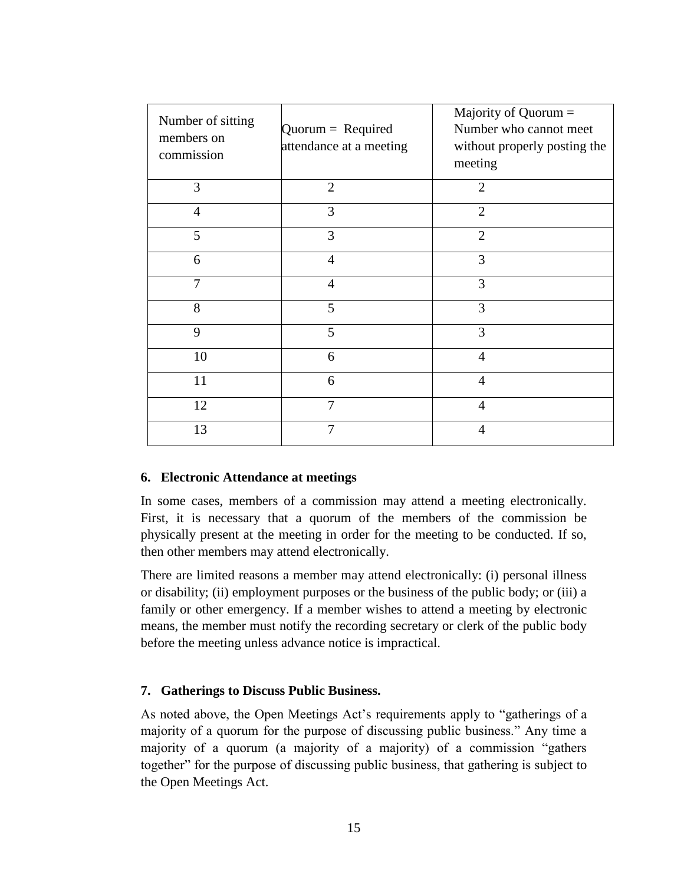| Number of sitting members on commission | Quorum = Required attendance at a meeting | Majority of Quorum = Number who cannot meet without properly posting the meeting |
|---|---|---|
| 3 | 2 | 2 |
| 4 | 3 | 2 |
| 5 | 3 | 2 |
| 6 | 4 | 3 |
| 7 | 4 | 3 |
| 8 | 5 | 3 |
| 9 | 5 | 3 |
| 10 | 6 | 4 |
| 11 | 6 | 4 |
| 12 | 7 | 4 |
| 13 | 7 | 4 |

### 6. Electronic Attendance at meetings

In some cases, members of a commission may attend a meeting electronically. First, it is necessary that a quorum of the members of the commission be physically present at the meeting in order for the meeting to be conducted. If so, then other members may attend electronically.

There are limited reasons a member may attend electronically: (i) personal illness or disability; (ii) employment purposes or the business of the public body; or (iii) a family or other emergency. If a member wishes to attend a meeting by electronic means, the member must notify the recording secretary or clerk of the public body before the meeting unless advance notice is impractical.

### 7. Gatherings to Discuss Public Business.

As noted above, the Open Meetings Act's requirements apply to "gatherings of a majority of a quorum for the purpose of discussing public business." Any time a majority of a quorum (a majority of a majority) of a commission "gathers together" for the purpose of discussing public business, that gathering is subject to the Open Meetings Act.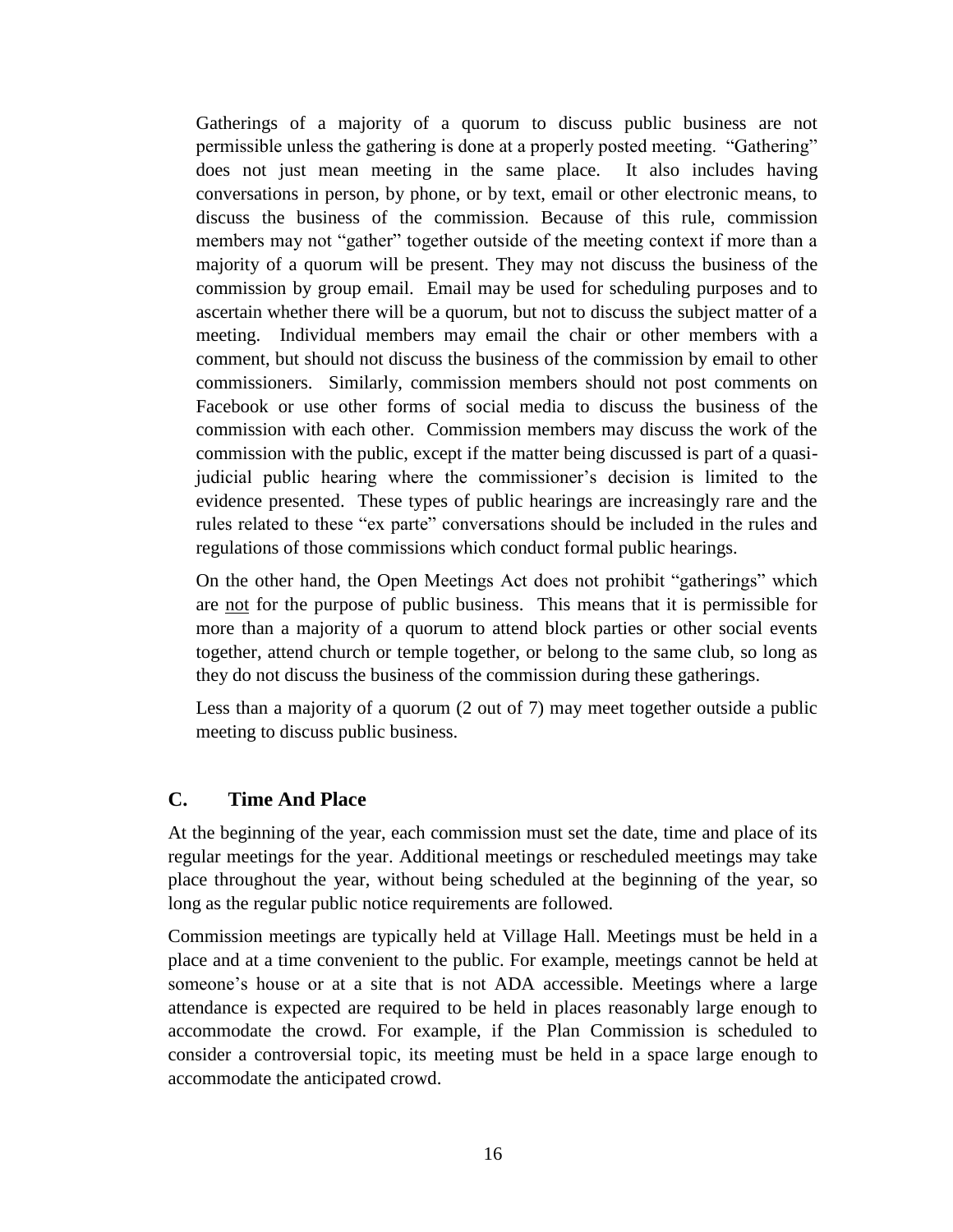Gatherings of a majority of a quorum to discuss public business are not permissible unless the gathering is done at a properly posted meeting. "Gathering" does not just mean meeting in the same place. It also includes having conversations in person, by phone, or by text, email or other electronic means, to discuss the business of the commission. Because of this rule, commission members may not "gather" together outside of the meeting context if more than a majority of a quorum will be present. They may not discuss the business of the commission by group email. Email may be used for scheduling purposes and to ascertain whether there will be a quorum, but not to discuss the subject matter of a meeting. Individual members may email the chair or other members with a comment, but should not discuss the business of the commission by email to other commissioners. Similarly, commission members should not post comments on Facebook or use other forms of social media to discuss the business of the commission with each other. Commission members may discuss the work of the commission with the public, except if the matter being discussed is part of a quasi-judicial public hearing where the commissioner's decision is limited to the evidence presented. These types of public hearings are increasingly rare and the rules related to these "ex parte" conversations should be included in the rules and regulations of those commissions which conduct formal public hearings.

On the other hand, the Open Meetings Act does not prohibit "gatherings" which are not for the purpose of public business. This means that it is permissible for more than a majority of a quorum to attend block parties or other social events together, attend church or temple together, or belong to the same club, so long as they do not discuss the business of the commission during these gatherings.

Less than a majority of a quorum (2 out of 7) may meet together outside a public meeting to discuss public business.

## C. Time And Place

At the beginning of the year, each commission must set the date, time and place of its regular meetings for the year. Additional meetings or rescheduled meetings may take place throughout the year, without being scheduled at the beginning of the year, so long as the regular public notice requirements are followed.

Commission meetings are typically held at Village Hall. Meetings must be held in a place and at a time convenient to the public. For example, meetings cannot be held at someone's house or at a site that is not ADA accessible. Meetings where a large attendance is expected are required to be held in places reasonably large enough to accommodate the crowd. For example, if the Plan Commission is scheduled to consider a controversial topic, its meeting must be held in a space large enough to accommodate the anticipated crowd.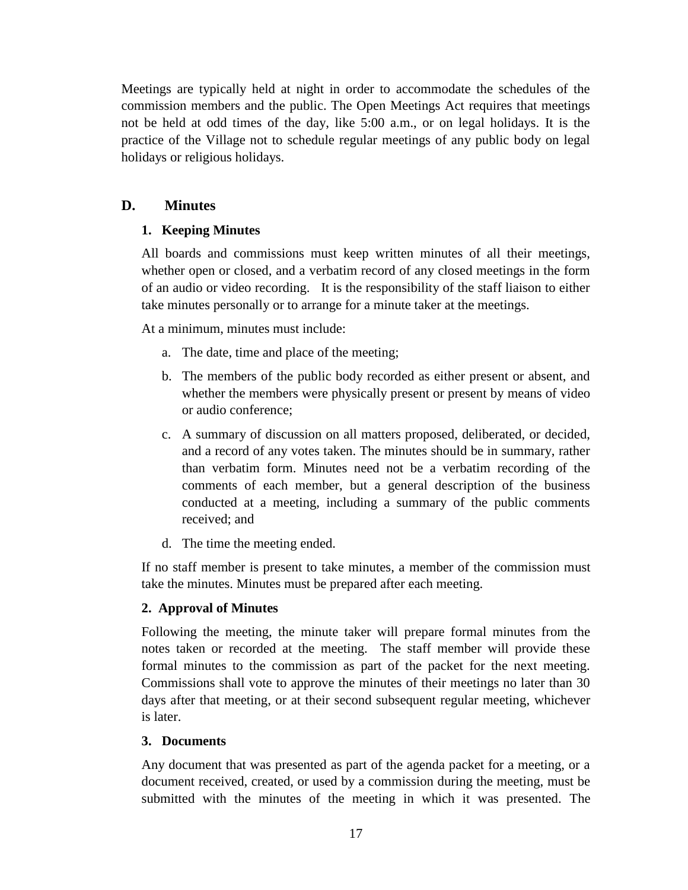Meetings are typically held at night in order to accommodate the schedules of the commission members and the public. The Open Meetings Act requires that meetings not be held at odd times of the day, like 5:00 a.m., or on legal holidays. It is the practice of the Village not to schedule regular meetings of any public body on legal holidays or religious holidays.

## D. Minutes

### 1. Keeping Minutes

All boards and commissions must keep written minutes of all their meetings, whether open or closed, and a verbatim record of any closed meetings in the form of an audio or video recording. It is the responsibility of the staff liaison to either take minutes personally or to arrange for a minute taker at the meetings.

At a minimum, minutes must include:

a. The date, time and place of the meeting;

b. The members of the public body recorded as either present or absent, and whether the members were physically present or present by means of video or audio conference;

c. A summary of discussion on all matters proposed, deliberated, or decided, and a record of any votes taken. The minutes should be in summary, rather than verbatim form. Minutes need not be a verbatim recording of the comments of each member, but a general description of the business conducted at a meeting, including a summary of the public comments received; and

d. The time the meeting ended.

If no staff member is present to take minutes, a member of the commission must take the minutes. Minutes must be prepared after each meeting.

### 2. Approval of Minutes

Following the meeting, the minute taker will prepare formal minutes from the notes taken or recorded at the meeting. The staff member will provide these formal minutes to the commission as part of the packet for the next meeting. Commissions shall vote to approve the minutes of their meetings no later than 30 days after that meeting, or at their second subsequent regular meeting, whichever is later.

### 3. Documents

Any document that was presented as part of the agenda packet for a meeting, or a document received, created, or used by a commission during the meeting, must be submitted with the minutes of the meeting in which it was presented. The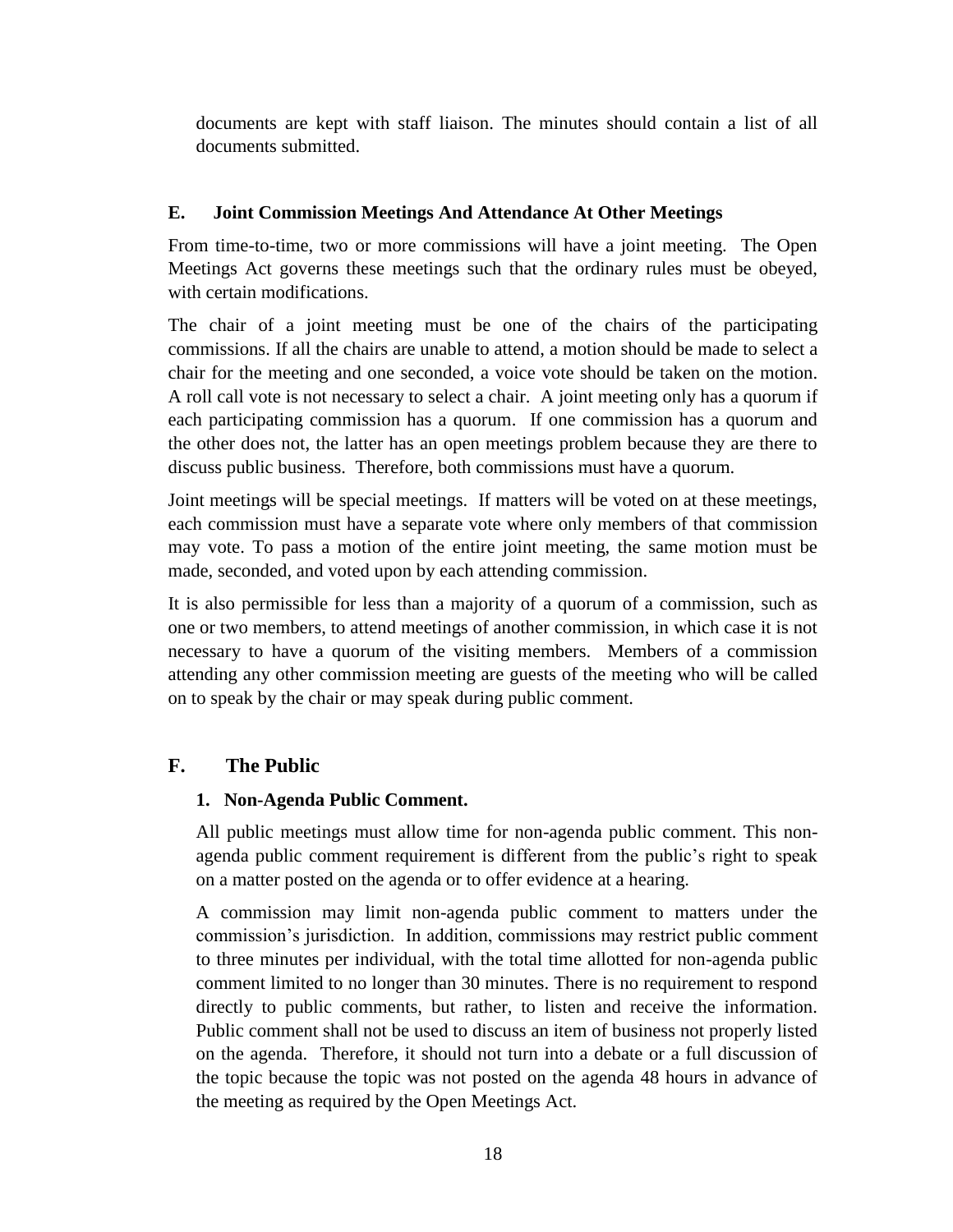documents are kept with staff liaison. The minutes should contain a list of all documents submitted.

### E. Joint Commission Meetings And Attendance At Other Meetings

From time-to-time, two or more commissions will have a joint meeting. The Open Meetings Act governs these meetings such that the ordinary rules must be obeyed, with certain modifications.

The chair of a joint meeting must be one of the chairs of the participating commissions. If all the chairs are unable to attend, a motion should be made to select a chair for the meeting and one seconded, a voice vote should be taken on the motion. A roll call vote is not necessary to select a chair. A joint meeting only has a quorum if each participating commission has a quorum. If one commission has a quorum and the other does not, the latter has an open meetings problem because they are there to discuss public business. Therefore, both commissions must have a quorum.

Joint meetings will be special meetings. If matters will be voted on at these meetings, each commission must have a separate vote where only members of that commission may vote. To pass a motion of the entire joint meeting, the same motion must be made, seconded, and voted upon by each attending commission.

It is also permissible for less than a majority of a quorum of a commission, such as one or two members, to attend meetings of another commission, in which case it is not necessary to have a quorum of the visiting members. Members of a commission attending any other commission meeting are guests of the meeting who will be called on to speak by the chair or may speak during public comment.

## F. The Public

### 1. Non-Agenda Public Comment.

All public meetings must allow time for non-agenda public comment. This non-agenda public comment requirement is different from the public's right to speak on a matter posted on the agenda or to offer evidence at a hearing.

A commission may limit non-agenda public comment to matters under the commission's jurisdiction. In addition, commissions may restrict public comment to three minutes per individual, with the total time allotted for non-agenda public comment limited to no longer than 30 minutes. There is no requirement to respond directly to public comments, but rather, to listen and receive the information. Public comment shall not be used to discuss an item of business not properly listed on the agenda. Therefore, it should not turn into a debate or a full discussion of the topic because the topic was not posted on the agenda 48 hours in advance of the meeting as required by the Open Meetings Act.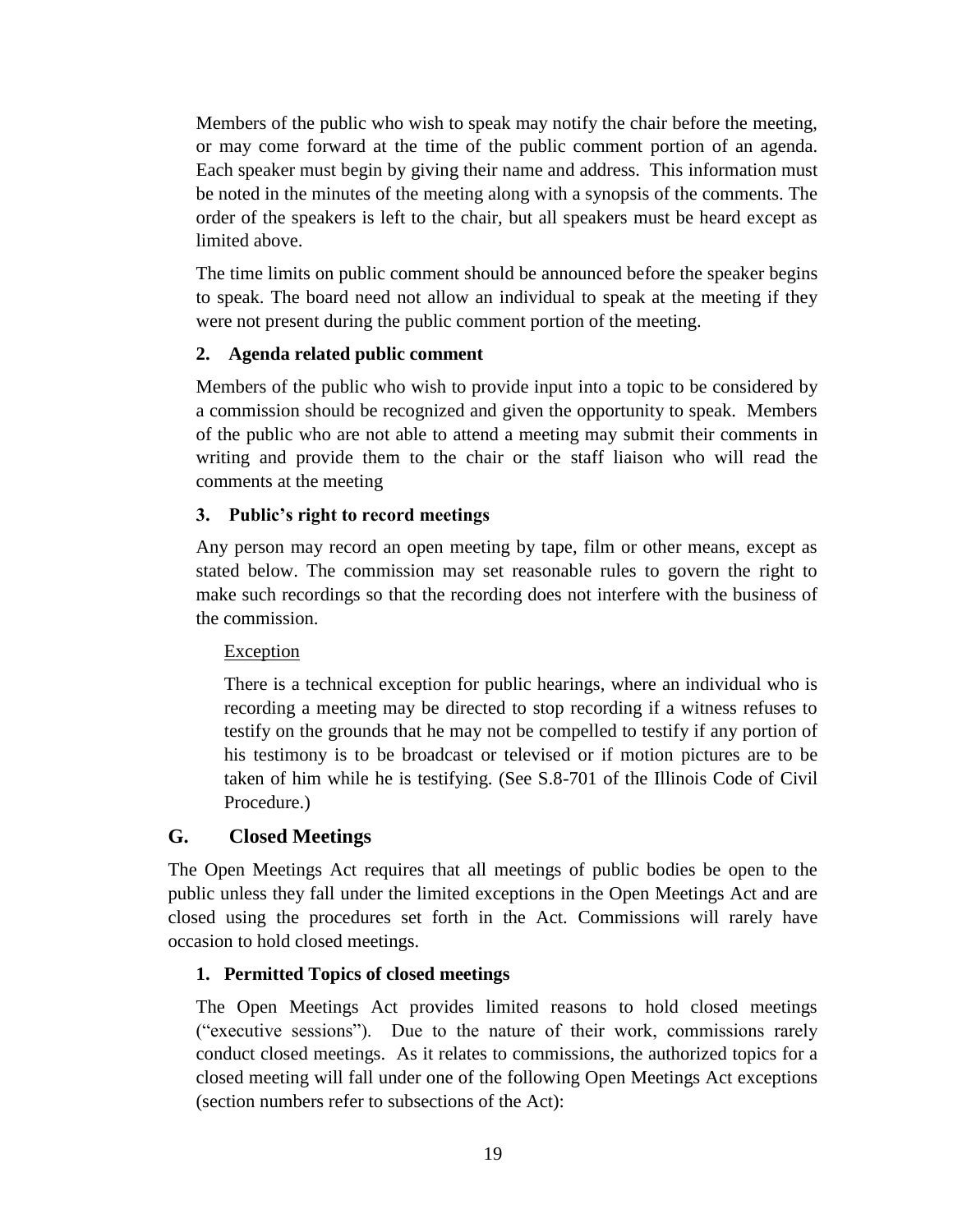Members of the public who wish to speak may notify the chair before the meeting, or may come forward at the time of the public comment portion of an agenda. Each speaker must begin by giving their name and address. This information must be noted in the minutes of the meeting along with a synopsis of the comments. The order of the speakers is left to the chair, but all speakers must be heard except as limited above.

The time limits on public comment should be announced before the speaker begins to speak. The board need not allow an individual to speak at the meeting if they were not present during the public comment portion of the meeting.

#### 2. Agenda related public comment

Members of the public who wish to provide input into a topic to be considered by a commission should be recognized and given the opportunity to speak. Members of the public who are not able to attend a meeting may submit their comments in writing and provide them to the chair or the staff liaison who will read the comments at the meeting

#### 3. Public's right to record meetings

Any person may record an open meeting by tape, film or other means, except as stated below. The commission may set reasonable rules to govern the right to make such recordings so that the recording does not interfere with the business of the commission.

<u>Exception</u>

There is a technical exception for public hearings, where an individual who is recording a meeting may be directed to stop recording if a witness refuses to testify on the grounds that he may not be compelled to testify if any portion of his testimony is to be broadcast or televised or if motion pictures are to be taken of him while he is testifying. (See S.8-701 of the Illinois Code of Civil Procedure.)

### G. Closed Meetings

The Open Meetings Act requires that all meetings of public bodies be open to the public unless they fall under the limited exceptions in the Open Meetings Act and are closed using the procedures set forth in the Act. Commissions will rarely have occasion to hold closed meetings.

#### 1. Permitted Topics of closed meetings

The Open Meetings Act provides limited reasons to hold closed meetings ("executive sessions"). Due to the nature of their work, commissions rarely conduct closed meetings. As it relates to commissions, the authorized topics for a closed meeting will fall under one of the following Open Meetings Act exceptions (section numbers refer to subsections of the Act):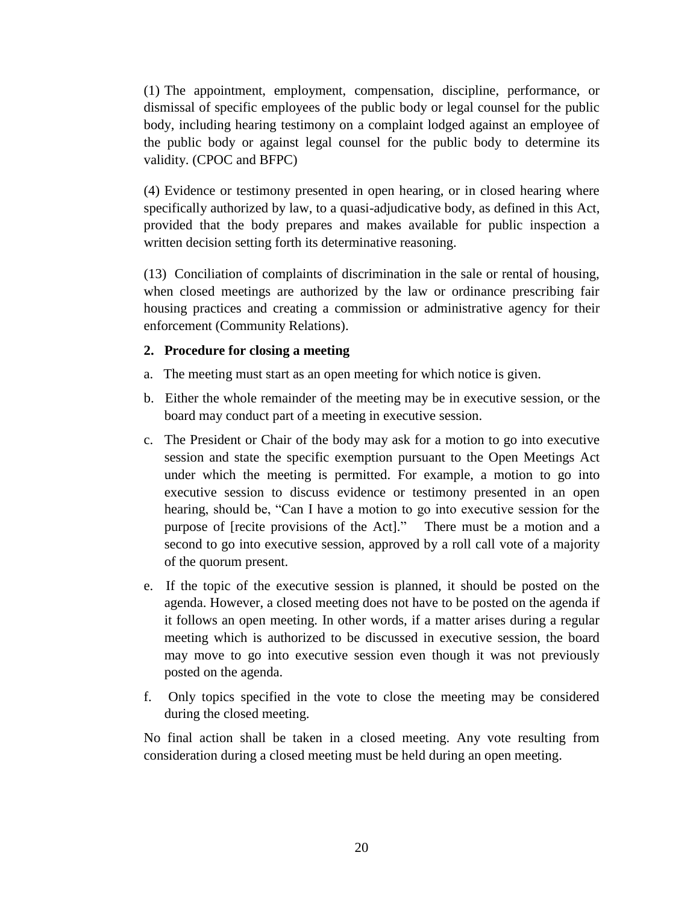(1) The appointment, employment, compensation, discipline, performance, or dismissal of specific employees of the public body or legal counsel for the public body, including hearing testimony on a complaint lodged against an employee of the public body or against legal counsel for the public body to determine its validity. (CPOC and BFPC)

(4) Evidence or testimony presented in open hearing, or in closed hearing where specifically authorized by law, to a quasi-adjudicative body, as defined in this Act, provided that the body prepares and makes available for public inspection a written decision setting forth its determinative reasoning.

(13) Conciliation of complaints of discrimination in the sale or rental of housing, when closed meetings are authorized by the law or ordinance prescribing fair housing practices and creating a commission or administrative agency for their enforcement (Community Relations).

**2. Procedure for closing a meeting**

a. The meeting must start as an open meeting for which notice is given.

b. Either the whole remainder of the meeting may be in executive session, or the board may conduct part of a meeting in executive session.

c. The President or Chair of the body may ask for a motion to go into executive session and state the specific exemption pursuant to the Open Meetings Act under which the meeting is permitted. For example, a motion to go into executive session to discuss evidence or testimony presented in an open hearing, should be, "Can I have a motion to go into executive session for the purpose of [recite provisions of the Act]." There must be a motion and a second to go into executive session, approved by a roll call vote of a majority of the quorum present.

e. If the topic of the executive session is planned, it should be posted on the agenda. However, a closed meeting does not have to be posted on the agenda if it follows an open meeting. In other words, if a matter arises during a regular meeting which is authorized to be discussed in executive session, the board may move to go into executive session even though it was not previously posted on the agenda.

f. Only topics specified in the vote to close the meeting may be considered during the closed meeting.

No final action shall be taken in a closed meeting. Any vote resulting from consideration during a closed meeting must be held during an open meeting.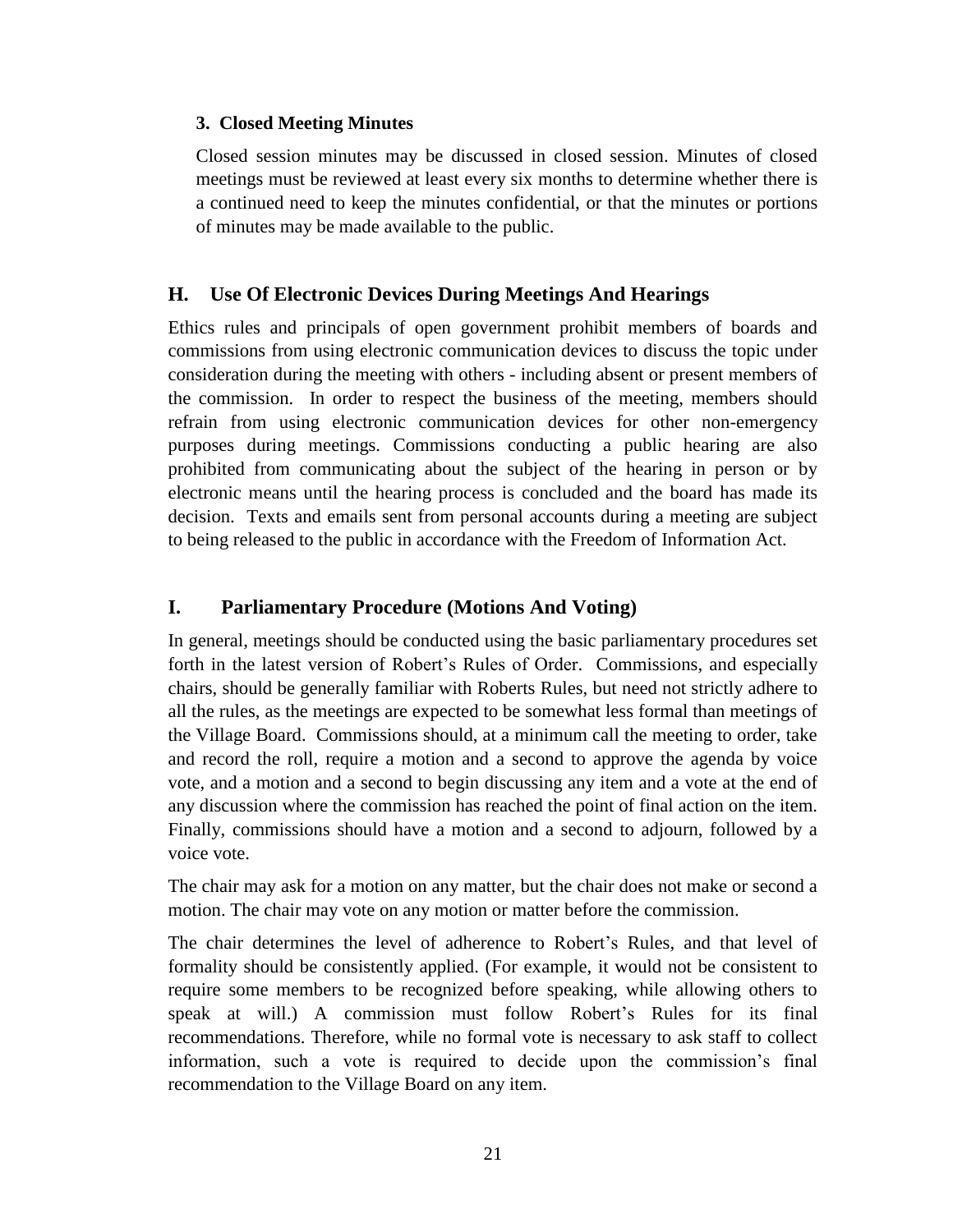### 3. Closed Meeting Minutes

Closed session minutes may be discussed in closed session. Minutes of closed meetings must be reviewed at least every six months to determine whether there is a continued need to keep the minutes confidential, or that the minutes or portions of minutes may be made available to the public.

## H. Use Of Electronic Devices During Meetings And Hearings

Ethics rules and principals of open government prohibit members of boards and commissions from using electronic communication devices to discuss the topic under consideration during the meeting with others - including absent or present members of the commission. In order to respect the business of the meeting, members should refrain from using electronic communication devices for other non-emergency purposes during meetings. Commissions conducting a public hearing are also prohibited from communicating about the subject of the hearing in person or by electronic means until the hearing process is concluded and the board has made its decision. Texts and emails sent from personal accounts during a meeting are subject to being released to the public in accordance with the Freedom of Information Act.

## I. Parliamentary Procedure (Motions And Voting)

In general, meetings should be conducted using the basic parliamentary procedures set forth in the latest version of Robert's Rules of Order. Commissions, and especially chairs, should be generally familiar with Roberts Rules, but need not strictly adhere to all the rules, as the meetings are expected to be somewhat less formal than meetings of the Village Board. Commissions should, at a minimum call the meeting to order, take and record the roll, require a motion and a second to approve the agenda by voice vote, and a motion and a second to begin discussing any item and a vote at the end of any discussion where the commission has reached the point of final action on the item. Finally, commissions should have a motion and a second to adjourn, followed by a voice vote.

The chair may ask for a motion on any matter, but the chair does not make or second a motion. The chair may vote on any motion or matter before the commission.

The chair determines the level of adherence to Robert's Rules, and that level of formality should be consistently applied. (For example, it would not be consistent to require some members to be recognized before speaking, while allowing others to speak at will.) A commission must follow Robert's Rules for its final recommendations. Therefore, while no formal vote is necessary to ask staff to collect information, such a vote is required to decide upon the commission's final recommendation to the Village Board on any item.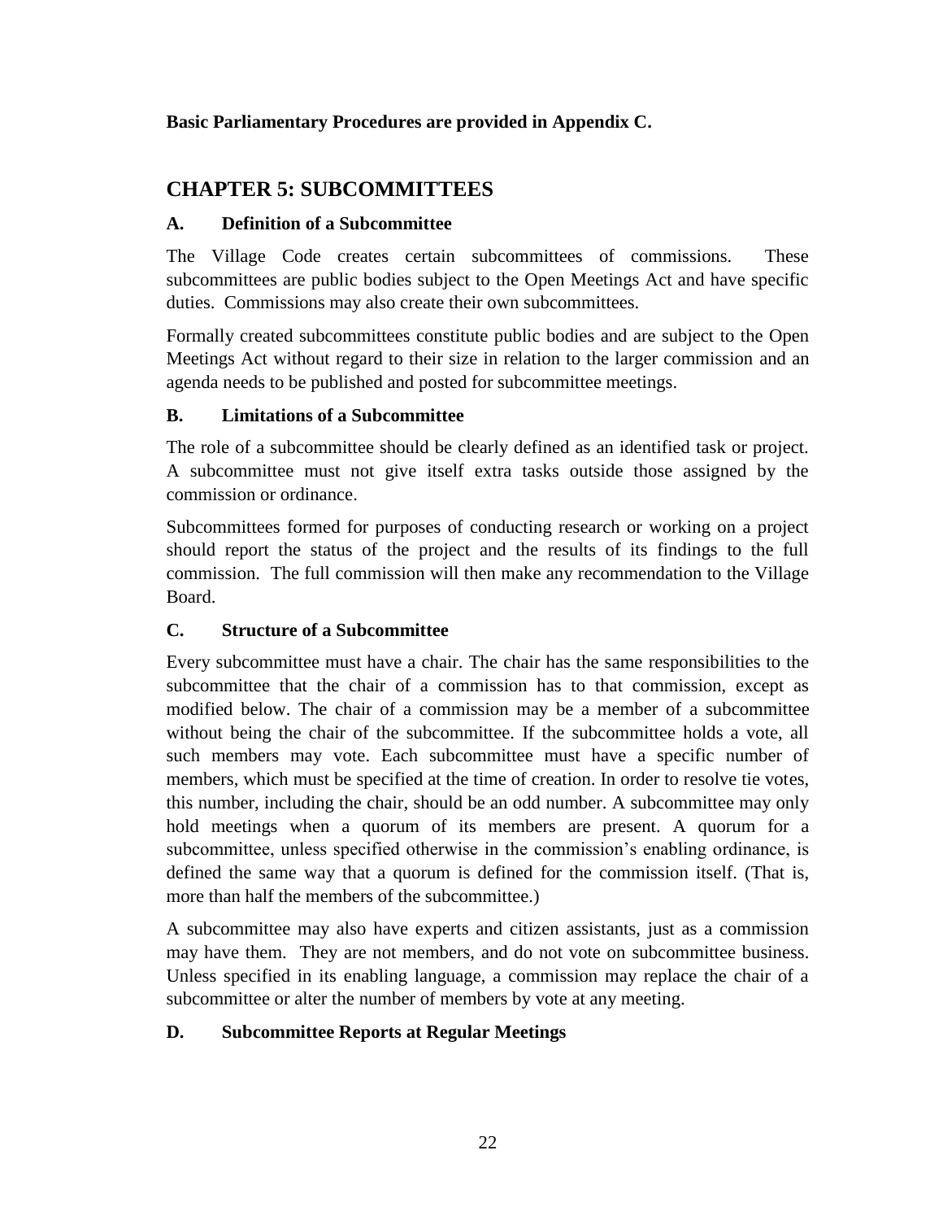**Basic Parliamentary Procedures are provided in Appendix C.**

## CHAPTER 5: SUBCOMMITTEES

### A. Definition of a Subcommittee

The Village Code creates certain subcommittees of commissions. These subcommittees are public bodies subject to the Open Meetings Act and have specific duties. Commissions may also create their own subcommittees.

Formally created subcommittees constitute public bodies and are subject to the Open Meetings Act without regard to their size in relation to the larger commission and an agenda needs to be published and posted for subcommittee meetings.

### B. Limitations of a Subcommittee

The role of a subcommittee should be clearly defined as an identified task or project. A subcommittee must not give itself extra tasks outside those assigned by the commission or ordinance.

Subcommittees formed for purposes of conducting research or working on a project should report the status of the project and the results of its findings to the full commission. The full commission will then make any recommendation to the Village Board.

### C. Structure of a Subcommittee

Every subcommittee must have a chair. The chair has the same responsibilities to the subcommittee that the chair of a commission has to that commission, except as modified below. The chair of a commission may be a member of a subcommittee without being the chair of the subcommittee. If the subcommittee holds a vote, all such members may vote. Each subcommittee must have a specific number of members, which must be specified at the time of creation. In order to resolve tie votes, this number, including the chair, should be an odd number. A subcommittee may only hold meetings when a quorum of its members are present. A quorum for a subcommittee, unless specified otherwise in the commission's enabling ordinance, is defined the same way that a quorum is defined for the commission itself. (That is, more than half the members of the subcommittee.)

A subcommittee may also have experts and citizen assistants, just as a commission may have them. They are not members, and do not vote on subcommittee business. Unless specified in its enabling language, a commission may replace the chair of a subcommittee or alter the number of members by vote at any meeting.

### D. Subcommittee Reports at Regular Meetings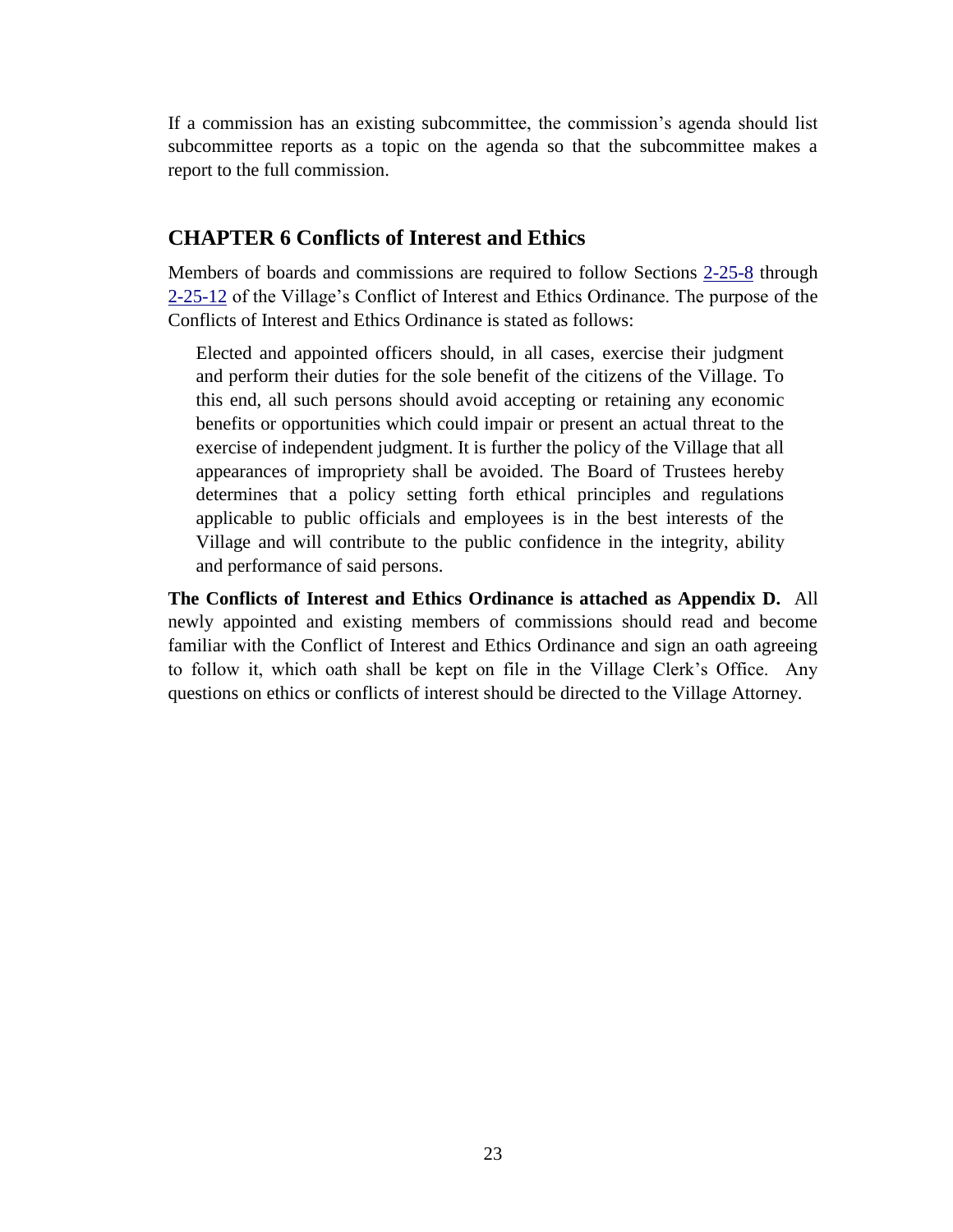If a commission has an existing subcommittee, the commission's agenda should list subcommittee reports as a topic on the agenda so that the subcommittee makes a report to the full commission.

## CHAPTER 6 Conflicts of Interest and Ethics

Members of boards and commissions are required to follow Sections 2-25-8 through 2-25-12 of the Village's Conflict of Interest and Ethics Ordinance. The purpose of the Conflicts of Interest and Ethics Ordinance is stated as follows:

> Elected and appointed officers should, in all cases, exercise their judgment and perform their duties for the sole benefit of the citizens of the Village. To this end, all such persons should avoid accepting or retaining any economic benefits or opportunities which could impair or present an actual threat to the exercise of independent judgment. It is further the policy of the Village that all appearances of impropriety shall be avoided. The Board of Trustees hereby determines that a policy setting forth ethical principles and regulations applicable to public officials and employees is in the best interests of the Village and will contribute to the public confidence in the integrity, ability and performance of said persons.

**The Conflicts of Interest and Ethics Ordinance is attached as Appendix D.** All newly appointed and existing members of commissions should read and become familiar with the Conflict of Interest and Ethics Ordinance and sign an oath agreeing to follow it, which oath shall be kept on file in the Village Clerk's Office. Any questions on ethics or conflicts of interest should be directed to the Village Attorney.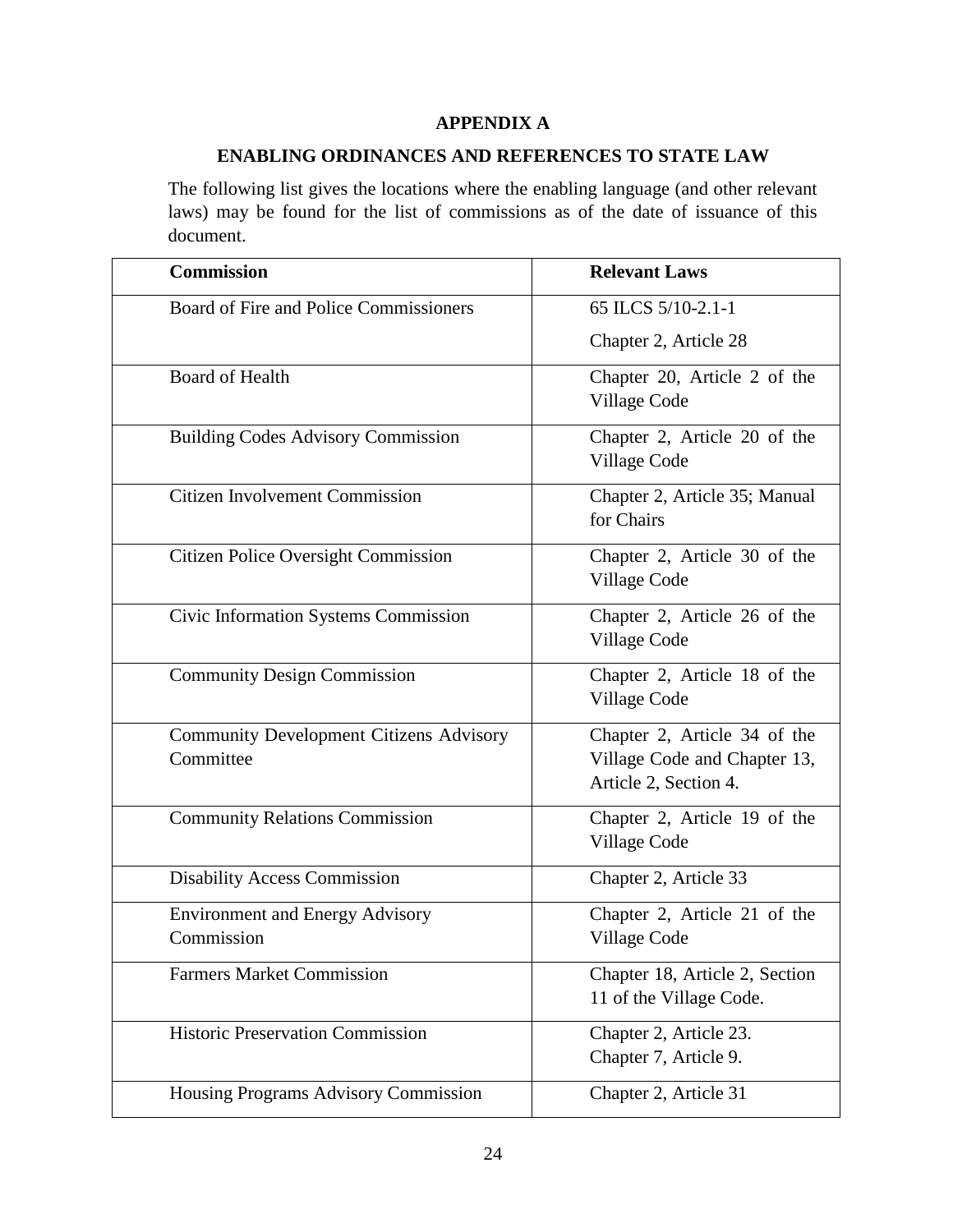## APPENDIX A

## ENABLING ORDINANCES AND REFERENCES TO STATE LAW

The following list gives the locations where the enabling language (and other relevant laws) may be found for the list of commissions as of the date of issuance of this document.

| Commission | Relevant Laws |
|---|---|
| Board of Fire and Police Commissioners | 65 ILCS 5/10-2.1-1<br>Chapter 2, Article 28 |
| Board of Health | Chapter 20, Article 2 of the Village Code |
| Building Codes Advisory Commission | Chapter 2, Article 20 of the Village Code |
| Citizen Involvement Commission | Chapter 2, Article 35; Manual for Chairs |
| Citizen Police Oversight Commission | Chapter 2, Article 30 of the Village Code |
| Civic Information Systems Commission | Chapter 2, Article 26 of the Village Code |
| Community Design Commission | Chapter 2, Article 18 of the Village Code |
| Community Development Citizens Advisory Committee | Chapter 2, Article 34 of the Village Code and Chapter 13, Article 2, Section 4. |
| Community Relations Commission | Chapter 2, Article 19 of the Village Code |
| Disability Access Commission | Chapter 2, Article 33 |
| Environment and Energy Advisory Commission | Chapter 2, Article 21 of the Village Code |
| Farmers Market Commission | Chapter 18, Article 2, Section 11 of the Village Code. |
| Historic Preservation Commission | Chapter 2, Article 23.<br>Chapter 7, Article 9. |
| Housing Programs Advisory Commission | Chapter 2, Article 31 |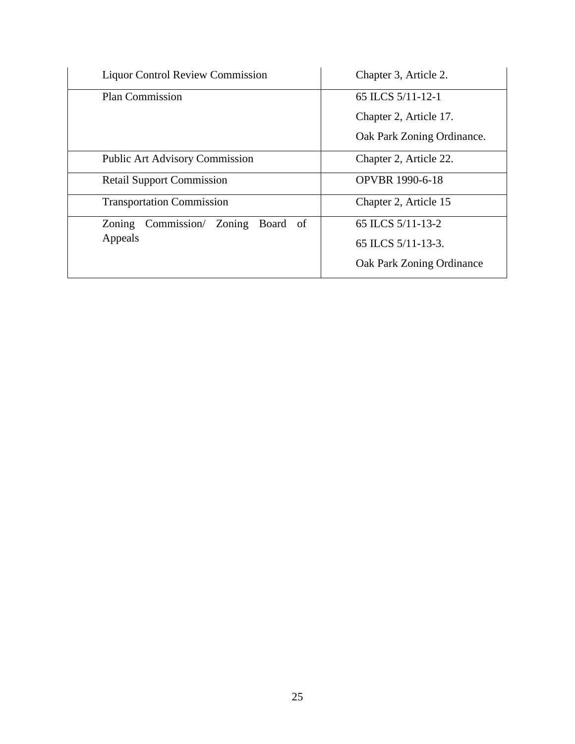| | |
|---|---|
| Liquor Control Review Commission | Chapter 3, Article 2. |
| Plan Commission | 65 ILCS 5/11-12-1<br>Chapter 2, Article 17.<br>Oak Park Zoning Ordinance. |
| Public Art Advisory Commission | Chapter 2, Article 22. |
| Retail Support Commission | OPVBR 1990-6-18 |
| Transportation Commission | Chapter 2, Article 15 |
| Zoning Commission/ Zoning Board of Appeals | 65 ILCS 5/11-13-2<br>65 ILCS 5/11-13-3.<br>Oak Park Zoning Ordinance |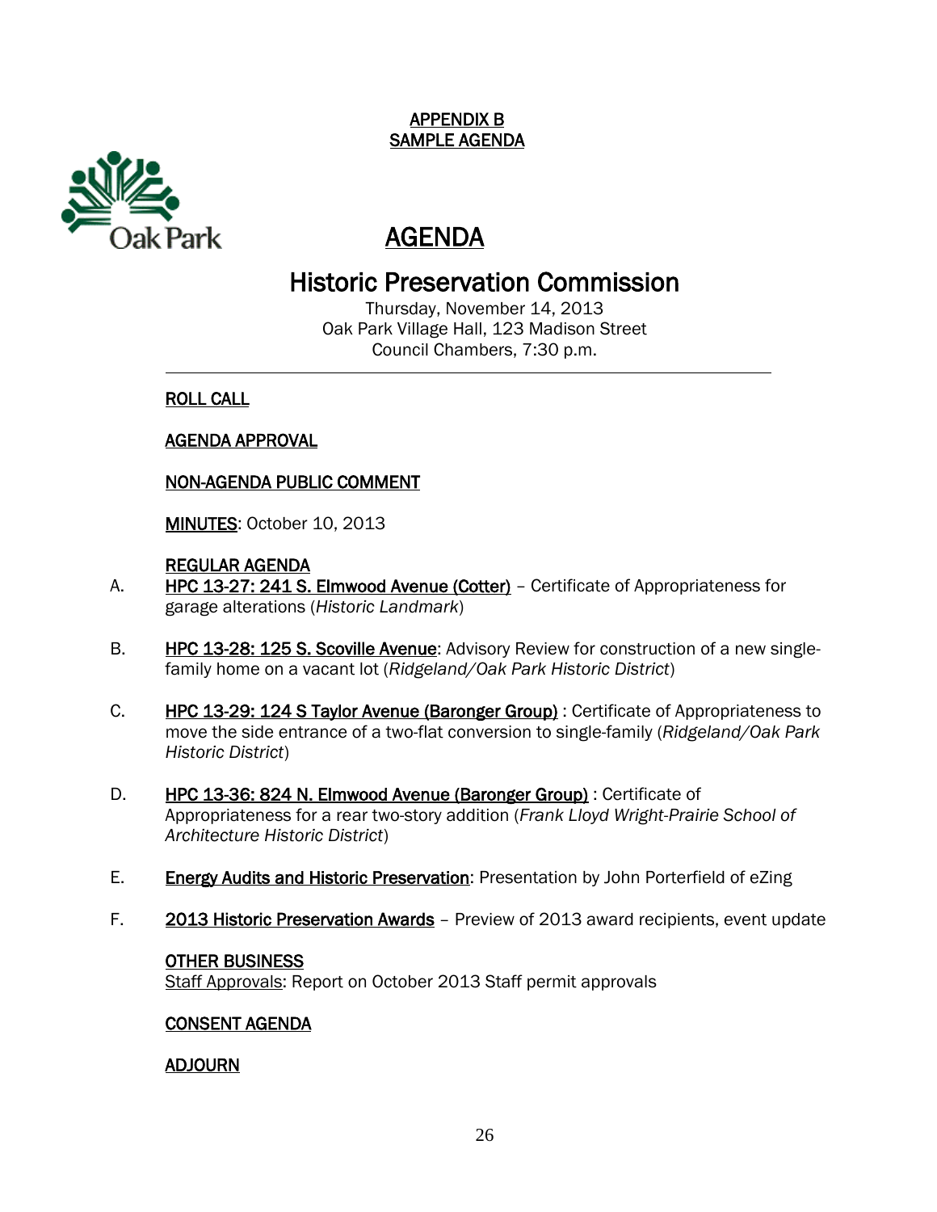**APPENDIX B**
**SAMPLE AGENDA**

Oak Park

# AGENDA

## Historic Preservation Commission

Thursday, November 14, 2013
Oak Park Village Hall, 123 Madison Street
Council Chambers, 7:30 p.m.

---

**ROLL CALL**

**AGENDA APPROVAL**

**NON-AGENDA PUBLIC COMMENT**

**MINUTES**: October 10, 2013

**REGULAR AGENDA**

A. **HPC 13-27: 241 S. Elmwood Avenue (Cotter)** – Certificate of Appropriateness for garage alterations (*Historic Landmark*)

B. **HPC 13-28: 125 S. Scoville Avenue**: Advisory Review for construction of a new single-family home on a vacant lot (*Ridgeland/Oak Park Historic District*)

C. **HPC 13-29: 124 S Taylor Avenue (Baronger Group)** : Certificate of Appropriateness to move the side entrance of a two-flat conversion to single-family (*Ridgeland/Oak Park Historic District*)

D. **HPC 13-36: 824 N. Elmwood Avenue (Baronger Group)** : Certificate of Appropriateness for a rear two-story addition (*Frank Lloyd Wright-Prairie School of Architecture Historic District*)

E. **Energy Audits and Historic Preservation**: Presentation by John Porterfield of eZing

F. **2013 Historic Preservation Awards** – Preview of 2013 award recipients, event update

**OTHER BUSINESS**
Staff Approvals: Report on October 2013 Staff permit approvals

**CONSENT AGENDA**

**ADJOURN**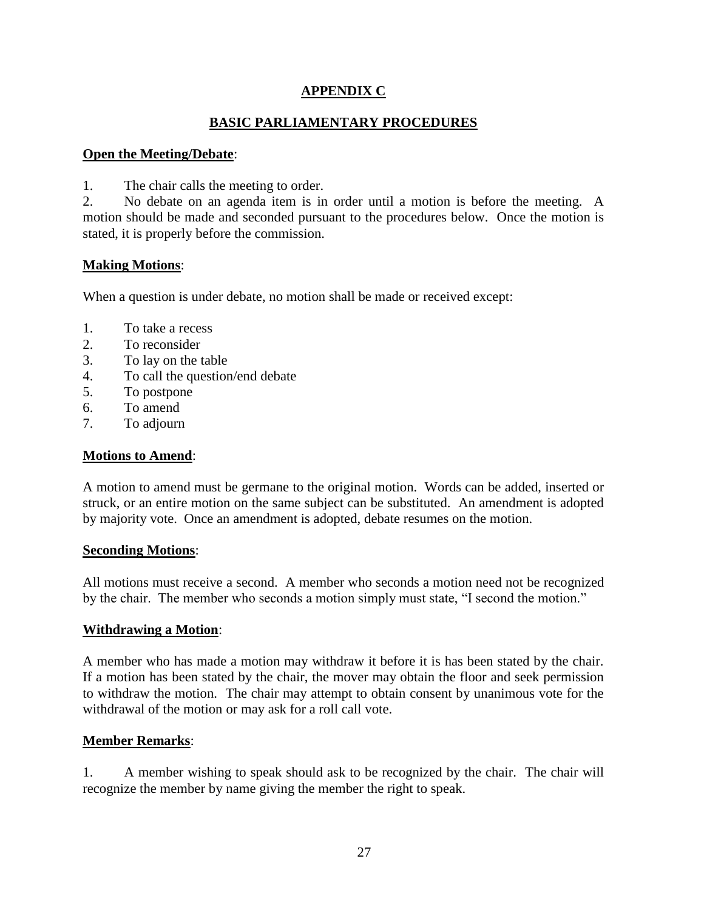## APPENDIX C

## BASIC PARLIAMENTARY PROCEDURES

**Open the Meeting/Debate**:

1. The chair calls the meeting to order.
2. No debate on an agenda item is in order until a motion is before the meeting. A motion should be made and seconded pursuant to the procedures below. Once the motion is stated, it is properly before the commission.

**Making Motions**:

When a question is under debate, no motion shall be made or received except:

1. To take a recess
2. To reconsider
3. To lay on the table
4. To call the question/end debate
5. To postpone
6. To amend
7. To adjourn

**Motions to Amend**:

A motion to amend must be germane to the original motion. Words can be added, inserted or struck, or an entire motion on the same subject can be substituted. An amendment is adopted by majority vote. Once an amendment is adopted, debate resumes on the motion.

**Seconding Motions**:

All motions must receive a second. A member who seconds a motion need not be recognized by the chair. The member who seconds a motion simply must state, "I second the motion."

**Withdrawing a Motion**:

A member who has made a motion may withdraw it before it is has been stated by the chair. If a motion has been stated by the chair, the mover may obtain the floor and seek permission to withdraw the motion. The chair may attempt to obtain consent by unanimous vote for the withdrawal of the motion or may ask for a roll call vote.

**Member Remarks**:

1. A member wishing to speak should ask to be recognized by the chair. The chair will recognize the member by name giving the member the right to speak.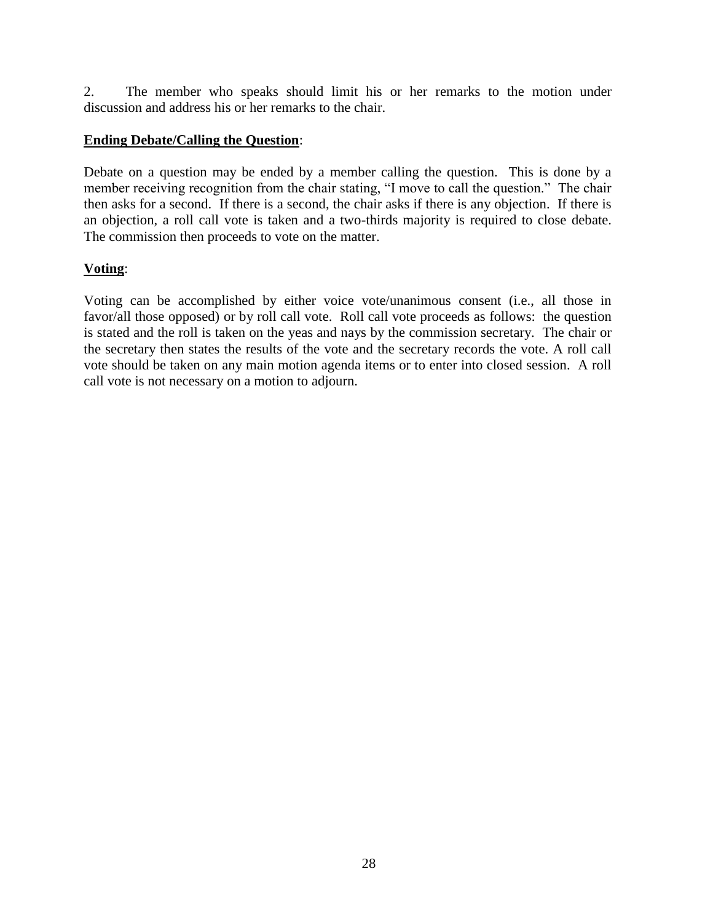2. The member who speaks should limit his or her remarks to the motion under discussion and address his or her remarks to the chair.

**Ending Debate/Calling the Question**:

Debate on a question may be ended by a member calling the question. This is done by a member receiving recognition from the chair stating, "I move to call the question." The chair then asks for a second. If there is a second, the chair asks if there is any objection. If there is an objection, a roll call vote is taken and a two-thirds majority is required to close debate. The commission then proceeds to vote on the matter.

**Voting**:

Voting can be accomplished by either voice vote/unanimous consent (i.e., all those in favor/all those opposed) or by roll call vote. Roll call vote proceeds as follows: the question is stated and the roll is taken on the yeas and nays by the commission secretary. The chair or the secretary then states the results of the vote and the secretary records the vote. A roll call vote should be taken on any main motion agenda items or to enter into closed session. A roll call vote is not necessary on a motion to adjourn.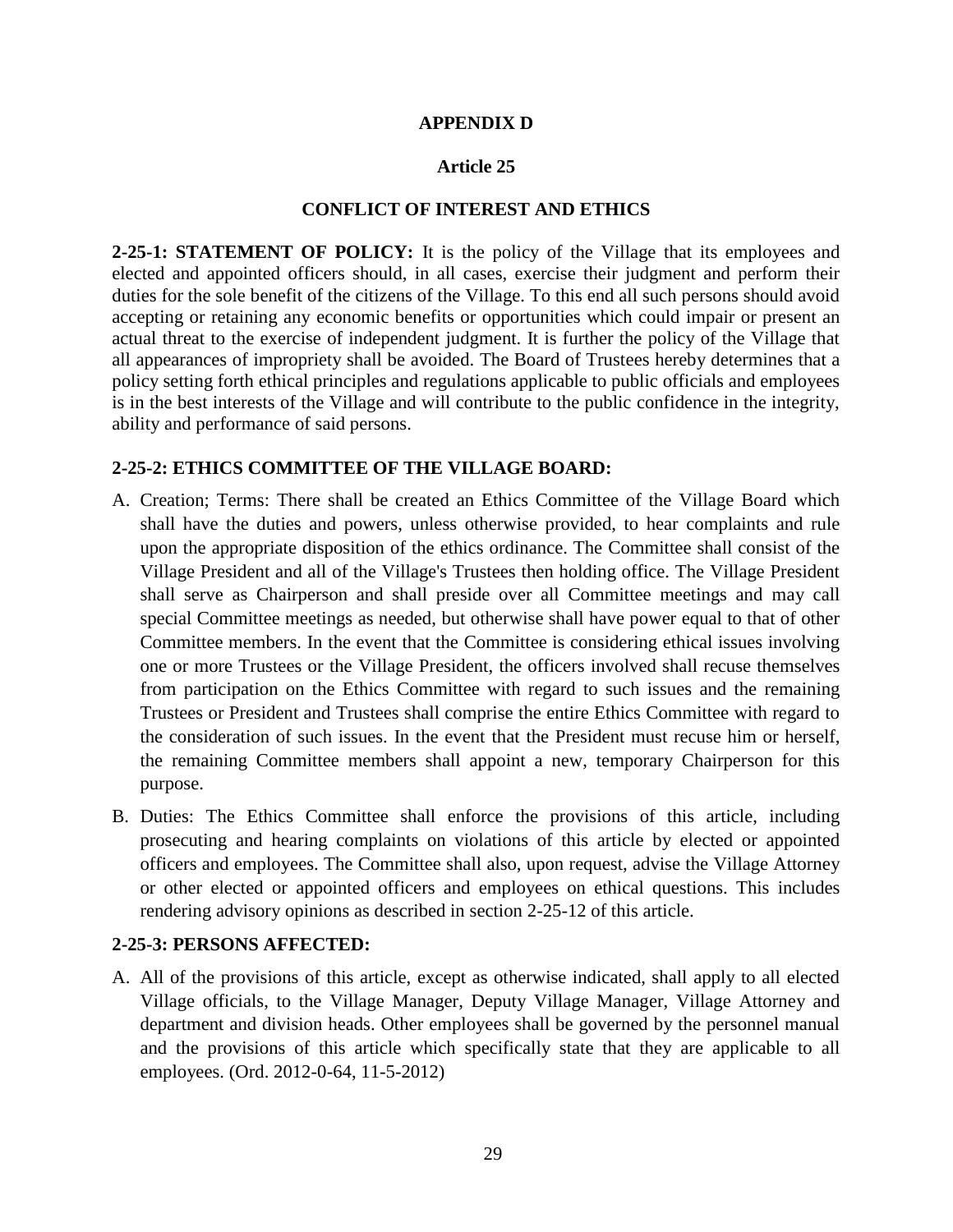# APPENDIX D

## Article 25

## CONFLICT OF INTEREST AND ETHICS

**2-25-1: STATEMENT OF POLICY:** It is the policy of the Village that its employees and elected and appointed officers should, in all cases, exercise their judgment and perform their duties for the sole benefit of the citizens of the Village. To this end all such persons should avoid accepting or retaining any economic benefits or opportunities which could impair or present an actual threat to the exercise of independent judgment. It is further the policy of the Village that all appearances of impropriety shall be avoided. The Board of Trustees hereby determines that a policy setting forth ethical principles and regulations applicable to public officials and employees is in the best interests of the Village and will contribute to the public confidence in the integrity, ability and performance of said persons.

**2-25-2: ETHICS COMMITTEE OF THE VILLAGE BOARD:**

A. Creation; Terms: There shall be created an Ethics Committee of the Village Board which shall have the duties and powers, unless otherwise provided, to hear complaints and rule upon the appropriate disposition of the ethics ordinance. The Committee shall consist of the Village President and all of the Village's Trustees then holding office. The Village President shall serve as Chairperson and shall preside over all Committee meetings and may call special Committee meetings as needed, but otherwise shall have power equal to that of other Committee members. In the event that the Committee is considering ethical issues involving one or more Trustees or the Village President, the officers involved shall recuse themselves from participation on the Ethics Committee with regard to such issues and the remaining Trustees or President and Trustees shall comprise the entire Ethics Committee with regard to the consideration of such issues. In the event that the President must recuse him or herself, the remaining Committee members shall appoint a new, temporary Chairperson for this purpose.

B. Duties: The Ethics Committee shall enforce the provisions of this article, including prosecuting and hearing complaints on violations of this article by elected or appointed officers and employees. The Committee shall also, upon request, advise the Village Attorney or other elected or appointed officers and employees on ethical questions. This includes rendering advisory opinions as described in section 2-25-12 of this article.

**2-25-3: PERSONS AFFECTED:**

A. All of the provisions of this article, except as otherwise indicated, shall apply to all elected Village officials, to the Village Manager, Deputy Village Manager, Village Attorney and department and division heads. Other employees shall be governed by the personnel manual and the provisions of this article which specifically state that they are applicable to all employees. (Ord. 2012-0-64, 11-5-2012)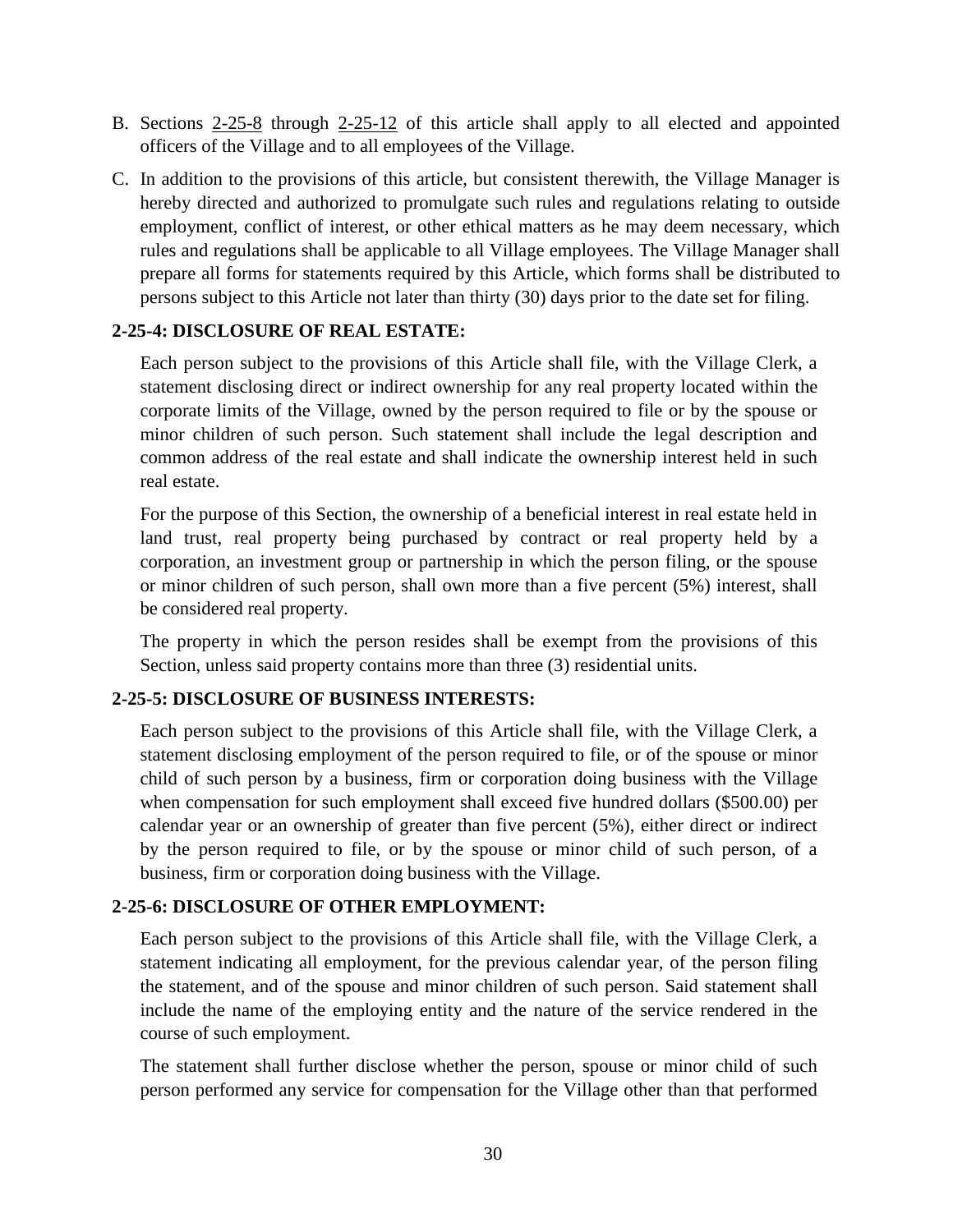B. Sections 2-25-8 through 2-25-12 of this article shall apply to all elected and appointed officers of the Village and to all employees of the Village.

C. In addition to the provisions of this article, but consistent therewith, the Village Manager is hereby directed and authorized to promulgate such rules and regulations relating to outside employment, conflict of interest, or other ethical matters as he may deem necessary, which rules and regulations shall be applicable to all Village employees. The Village Manager shall prepare all forms for statements required by this Article, which forms shall be distributed to persons subject to this Article not later than thirty (30) days prior to the date set for filing.

### 2-25-4: DISCLOSURE OF REAL ESTATE:

Each person subject to the provisions of this Article shall file, with the Village Clerk, a statement disclosing direct or indirect ownership for any real property located within the corporate limits of the Village, owned by the person required to file or by the spouse or minor children of such person. Such statement shall include the legal description and common address of the real estate and shall indicate the ownership interest held in such real estate.

For the purpose of this Section, the ownership of a beneficial interest in real estate held in land trust, real property being purchased by contract or real property held by a corporation, an investment group or partnership in which the person filing, or the spouse or minor children of such person, shall own more than a five percent (5%) interest, shall be considered real property.

The property in which the person resides shall be exempt from the provisions of this Section, unless said property contains more than three (3) residential units.

### 2-25-5: DISCLOSURE OF BUSINESS INTERESTS:

Each person subject to the provisions of this Article shall file, with the Village Clerk, a statement disclosing employment of the person required to file, or of the spouse or minor child of such person by a business, firm or corporation doing business with the Village when compensation for such employment shall exceed five hundred dollars ($500.00) per calendar year or an ownership of greater than five percent (5%), either direct or indirect by the person required to file, or by the spouse or minor child of such person, of a business, firm or corporation doing business with the Village.

### 2-25-6: DISCLOSURE OF OTHER EMPLOYMENT:

Each person subject to the provisions of this Article shall file, with the Village Clerk, a statement indicating all employment, for the previous calendar year, of the person filing the statement, and of the spouse and minor children of such person. Said statement shall include the name of the employing entity and the nature of the service rendered in the course of such employment.

The statement shall further disclose whether the person, spouse or minor child of such person performed any service for compensation for the Village other than that performed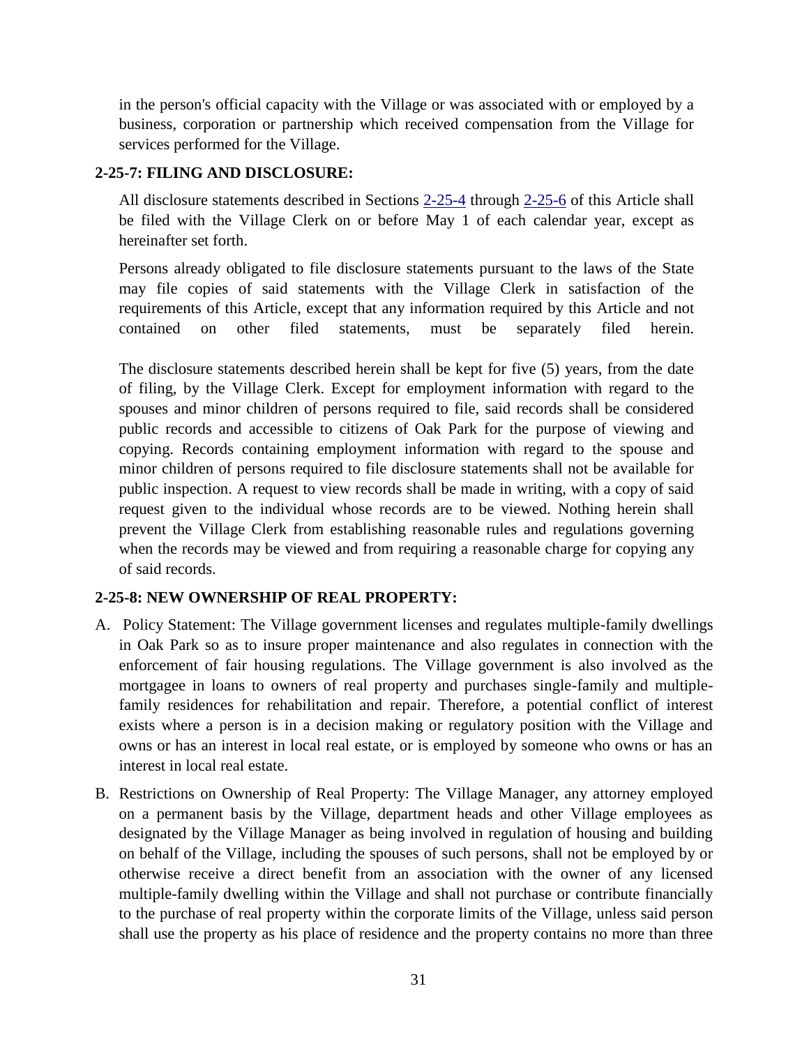in the person's official capacity with the Village or was associated with or employed by a business, corporation or partnership which received compensation from the Village for services performed for the Village.

**2-25-7: FILING AND DISCLOSURE:**

All disclosure statements described in Sections 2-25-4 through 2-25-6 of this Article shall be filed with the Village Clerk on or before May 1 of each calendar year, except as hereinafter set forth.

Persons already obligated to file disclosure statements pursuant to the laws of the State may file copies of said statements with the Village Clerk in satisfaction of the requirements of this Article, except that any information required by this Article and not contained on other filed statements, must be separately filed herein.

The disclosure statements described herein shall be kept for five (5) years, from the date of filing, by the Village Clerk. Except for employment information with regard to the spouses and minor children of persons required to file, said records shall be considered public records and accessible to citizens of Oak Park for the purpose of viewing and copying. Records containing employment information with regard to the spouse and minor children of persons required to file disclosure statements shall not be available for public inspection. A request to view records shall be made in writing, with a copy of said request given to the individual whose records are to be viewed. Nothing herein shall prevent the Village Clerk from establishing reasonable rules and regulations governing when the records may be viewed and from requiring a reasonable charge for copying any of said records.

**2-25-8: NEW OWNERSHIP OF REAL PROPERTY:**

A. Policy Statement: The Village government licenses and regulates multiple-family dwellings in Oak Park so as to insure proper maintenance and also regulates in connection with the enforcement of fair housing regulations. The Village government is also involved as the mortgagee in loans to owners of real property and purchases single-family and multiple-family residences for rehabilitation and repair. Therefore, a potential conflict of interest exists where a person is in a decision making or regulatory position with the Village and owns or has an interest in local real estate, or is employed by someone who owns or has an interest in local real estate.

B. Restrictions on Ownership of Real Property: The Village Manager, any attorney employed on a permanent basis by the Village, department heads and other Village employees as designated by the Village Manager as being involved in regulation of housing and building on behalf of the Village, including the spouses of such persons, shall not be employed by or otherwise receive a direct benefit from an association with the owner of any licensed multiple-family dwelling within the Village and shall not purchase or contribute financially to the purchase of real property within the corporate limits of the Village, unless said person shall use the property as his place of residence and the property contains no more than three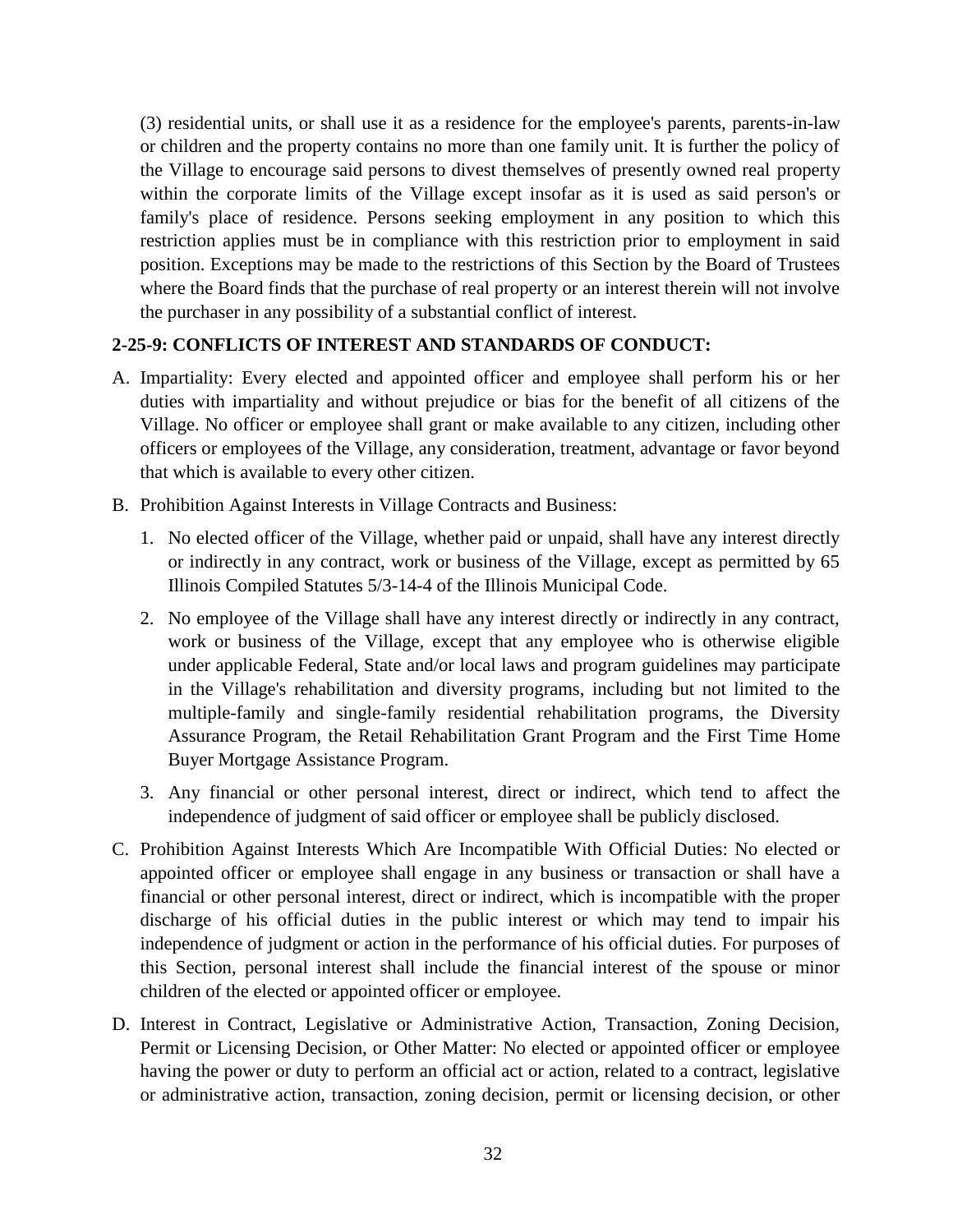(3) residential units, or shall use it as a residence for the employee's parents, parents-in-law or children and the property contains no more than one family unit. It is further the policy of the Village to encourage said persons to divest themselves of presently owned real property within the corporate limits of the Village except insofar as it is used as said person's or family's place of residence. Persons seeking employment in any position to which this restriction applies must be in compliance with this restriction prior to employment in said position. Exceptions may be made to the restrictions of this Section by the Board of Trustees where the Board finds that the purchase of real property or an interest therein will not involve the purchaser in any possibility of a substantial conflict of interest.

**2-25-9: CONFLICTS OF INTEREST AND STANDARDS OF CONDUCT:**

A. Impartiality: Every elected and appointed officer and employee shall perform his or her duties with impartiality and without prejudice or bias for the benefit of all citizens of the Village. No officer or employee shall grant or make available to any citizen, including other officers or employees of the Village, any consideration, treatment, advantage or favor beyond that which is available to every other citizen.

B. Prohibition Against Interests in Village Contracts and Business:

   1. No elected officer of the Village, whether paid or unpaid, shall have any interest directly or indirectly in any contract, work or business of the Village, except as permitted by 65 Illinois Compiled Statutes 5/3-14-4 of the Illinois Municipal Code.

   2. No employee of the Village shall have any interest directly or indirectly in any contract, work or business of the Village, except that any employee who is otherwise eligible under applicable Federal, State and/or local laws and program guidelines may participate in the Village's rehabilitation and diversity programs, including but not limited to the multiple-family and single-family residential rehabilitation programs, the Diversity Assurance Program, the Retail Rehabilitation Grant Program and the First Time Home Buyer Mortgage Assistance Program.

   3. Any financial or other personal interest, direct or indirect, which tend to affect the independence of judgment of said officer or employee shall be publicly disclosed.

C. Prohibition Against Interests Which Are Incompatible With Official Duties: No elected or appointed officer or employee shall engage in any business or transaction or shall have a financial or other personal interest, direct or indirect, which is incompatible with the proper discharge of his official duties in the public interest or which may tend to impair his independence of judgment or action in the performance of his official duties. For purposes of this Section, personal interest shall include the financial interest of the spouse or minor children of the elected or appointed officer or employee.

D. Interest in Contract, Legislative or Administrative Action, Transaction, Zoning Decision, Permit or Licensing Decision, or Other Matter: No elected or appointed officer or employee having the power or duty to perform an official act or action, related to a contract, legislative or administrative action, transaction, zoning decision, permit or licensing decision, or other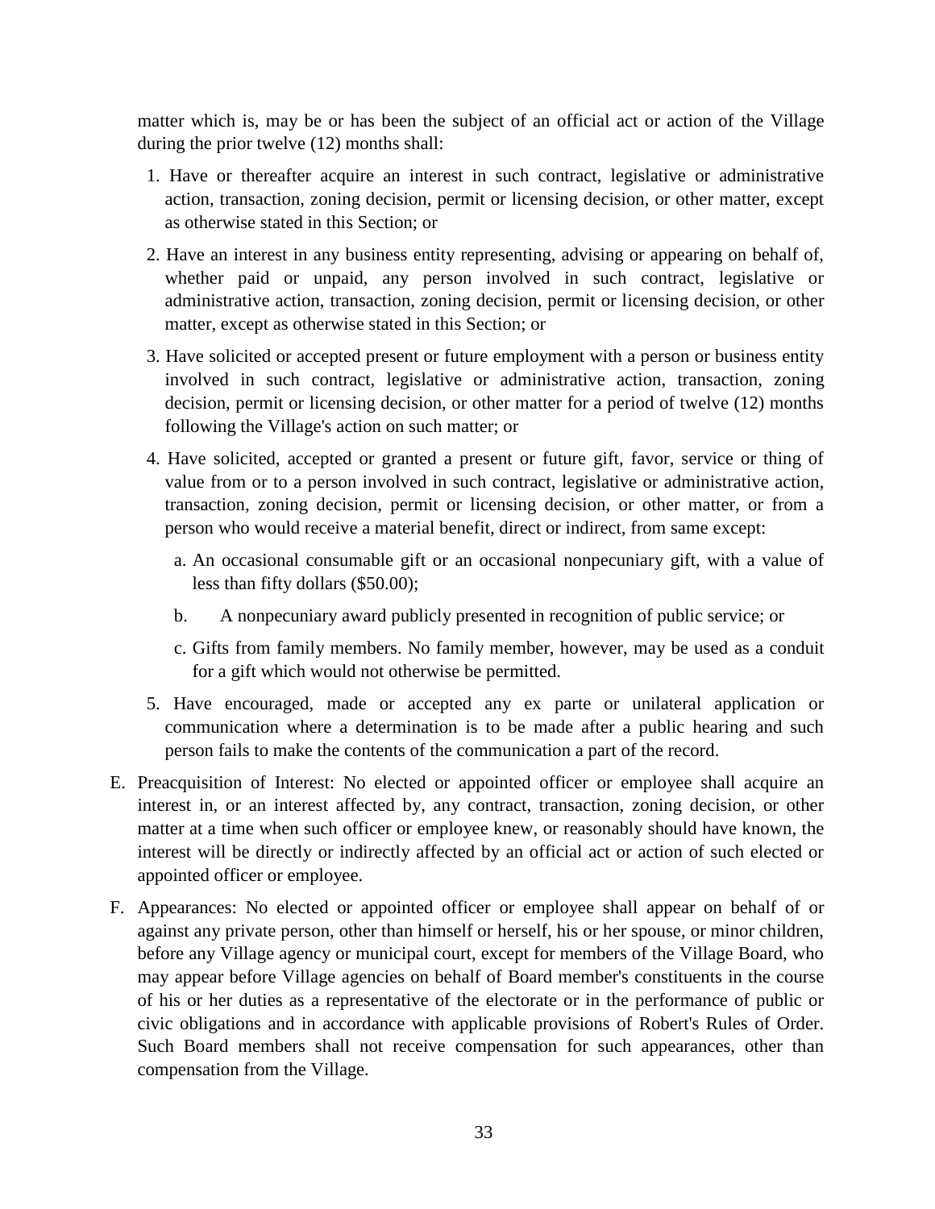matter which is, may be or has been the subject of an official act or action of the Village during the prior twelve (12) months shall:

1. Have or thereafter acquire an interest in such contract, legislative or administrative action, transaction, zoning decision, permit or licensing decision, or other matter, except as otherwise stated in this Section; or
2. Have an interest in any business entity representing, advising or appearing on behalf of, whether paid or unpaid, any person involved in such contract, legislative or administrative action, transaction, zoning decision, permit or licensing decision, or other matter, except as otherwise stated in this Section; or
3. Have solicited or accepted present or future employment with a person or business entity involved in such contract, legislative or administrative action, transaction, zoning decision, permit or licensing decision, or other matter for a period of twelve (12) months following the Village's action on such matter; or
4. Have solicited, accepted or granted a present or future gift, favor, service or thing of value from or to a person involved in such contract, legislative or administrative action, transaction, zoning decision, permit or licensing decision, or other matter, or from a person who would receive a material benefit, direct or indirect, from same except:
   a. An occasional consumable gift or an occasional nonpecuniary gift, with a value of less than fifty dollars ($50.00);
   b. A nonpecuniary award publicly presented in recognition of public service; or
   c. Gifts from family members. No family member, however, may be used as a conduit for a gift which would not otherwise be permitted.
5. Have encouraged, made or accepted any ex parte or unilateral application or communication where a determination is to be made after a public hearing and such person fails to make the contents of the communication a part of the record.

E. Preacquisition of Interest: No elected or appointed officer or employee shall acquire an interest in, or an interest affected by, any contract, transaction, zoning decision, or other matter at a time when such officer or employee knew, or reasonably should have known, the interest will be directly or indirectly affected by an official act or action of such elected or appointed officer or employee.

F. Appearances: No elected or appointed officer or employee shall appear on behalf of or against any private person, other than himself or herself, his or her spouse, or minor children, before any Village agency or municipal court, except for members of the Village Board, who may appear before Village agencies on behalf of Board member's constituents in the course of his or her duties as a representative of the electorate or in the performance of public or civic obligations and in accordance with applicable provisions of Robert's Rules of Order. Such Board members shall not receive compensation for such appearances, other than compensation from the Village.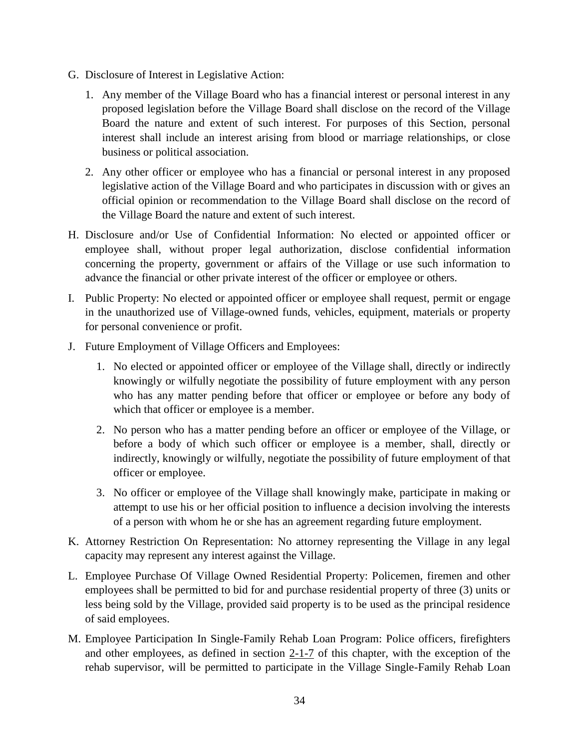G. Disclosure of Interest in Legislative Action:

   1. Any member of the Village Board who has a financial interest or personal interest in any proposed legislation before the Village Board shall disclose on the record of the Village Board the nature and extent of such interest. For purposes of this Section, personal interest shall include an interest arising from blood or marriage relationships, or close business or political association.

   2. Any other officer or employee who has a financial or personal interest in any proposed legislative action of the Village Board and who participates in discussion with or gives an official opinion or recommendation to the Village Board shall disclose on the record of the Village Board the nature and extent of such interest.

H. Disclosure and/or Use of Confidential Information: No elected or appointed officer or employee shall, without proper legal authorization, disclose confidential information concerning the property, government or affairs of the Village or use such information to advance the financial or other private interest of the officer or employee or others.

I. Public Property: No elected or appointed officer or employee shall request, permit or engage in the unauthorized use of Village-owned funds, vehicles, equipment, materials or property for personal convenience or profit.

J. Future Employment of Village Officers and Employees:

   1. No elected or appointed officer or employee of the Village shall, directly or indirectly knowingly or wilfully negotiate the possibility of future employment with any person who has any matter pending before that officer or employee or before any body of which that officer or employee is a member.

   2. No person who has a matter pending before an officer or employee of the Village, or before a body of which such officer or employee is a member, shall, directly or indirectly, knowingly or wilfully, negotiate the possibility of future employment of that officer or employee.

   3. No officer or employee of the Village shall knowingly make, participate in making or attempt to use his or her official position to influence a decision involving the interests of a person with whom he or she has an agreement regarding future employment.

K. Attorney Restriction On Representation: No attorney representing the Village in any legal capacity may represent any interest against the Village.

L. Employee Purchase Of Village Owned Residential Property: Policemen, firemen and other employees shall be permitted to bid for and purchase residential property of three (3) units or less being sold by the Village, provided said property is to be used as the principal residence of said employees.

M. Employee Participation In Single-Family Rehab Loan Program: Police officers, firefighters and other employees, as defined in section 2-1-7 of this chapter, with the exception of the rehab supervisor, will be permitted to participate in the Village Single-Family Rehab Loan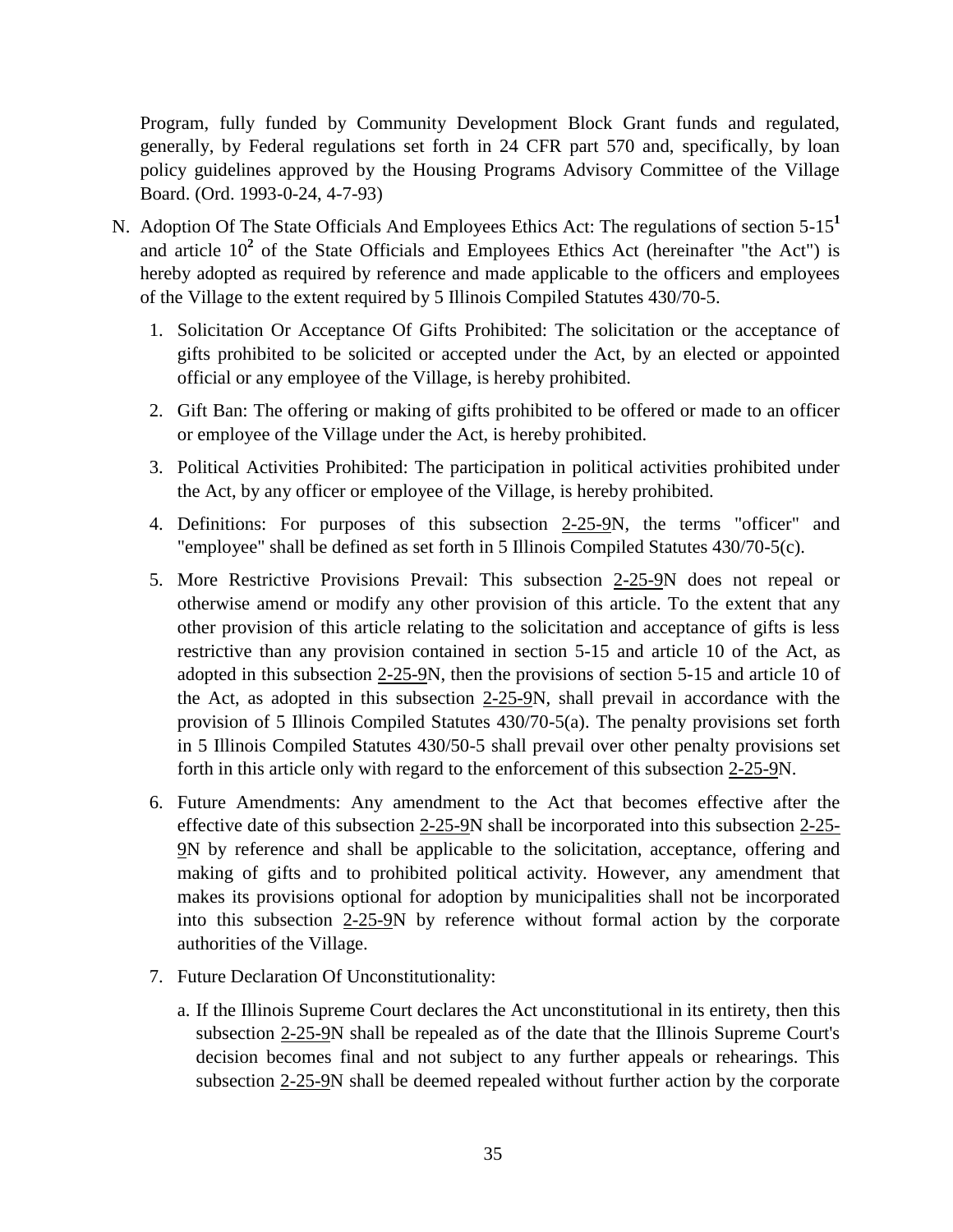Program, fully funded by Community Development Block Grant funds and regulated, generally, by Federal regulations set forth in 24 CFR part 570 and, specifically, by loan policy guidelines approved by the Housing Programs Advisory Committee of the Village Board. (Ord. 1993-0-24, 4-7-93)

N. Adoption Of The State Officials And Employees Ethics Act: The regulations of section 5-15[1] and article 10[2] of the State Officials and Employees Ethics Act (hereinafter "the Act") is hereby adopted as required by reference and made applicable to the officers and employees of the Village to the extent required by 5 Illinois Compiled Statutes 430/70-5.

1. Solicitation Or Acceptance Of Gifts Prohibited: The solicitation or the acceptance of gifts prohibited to be solicited or accepted under the Act, by an elected or appointed official or any employee of the Village, is hereby prohibited.

2. Gift Ban: The offering or making of gifts prohibited to be offered or made to an officer or employee of the Village under the Act, is hereby prohibited.

3. Political Activities Prohibited: The participation in political activities prohibited under the Act, by any officer or employee of the Village, is hereby prohibited.

4. Definitions: For purposes of this subsection 2-25-9N, the terms "officer" and "employee" shall be defined as set forth in 5 Illinois Compiled Statutes 430/70-5(c).

5. More Restrictive Provisions Prevail: This subsection 2-25-9N does not repeal or otherwise amend or modify any other provision of this article. To the extent that any other provision of this article relating to the solicitation and acceptance of gifts is less restrictive than any provision contained in section 5-15 and article 10 of the Act, as adopted in this subsection 2-25-9N, then the provisions of section 5-15 and article 10 of the Act, as adopted in this subsection 2-25-9N, shall prevail in accordance with the provision of 5 Illinois Compiled Statutes 430/70-5(a). The penalty provisions set forth in 5 Illinois Compiled Statutes 430/50-5 shall prevail over other penalty provisions set forth in this article only with regard to the enforcement of this subsection 2-25-9N.

6. Future Amendments: Any amendment to the Act that becomes effective after the effective date of this subsection 2-25-9N shall be incorporated into this subsection 2-25-9N by reference and shall be applicable to the solicitation, acceptance, offering and making of gifts and to prohibited political activity. However, any amendment that makes its provisions optional for adoption by municipalities shall not be incorporated into this subsection 2-25-9N by reference without formal action by the corporate authorities of the Village.

7. Future Declaration Of Unconstitutionality:

   a. If the Illinois Supreme Court declares the Act unconstitutional in its entirety, then this subsection 2-25-9N shall be repealed as of the date that the Illinois Supreme Court's decision becomes final and not subject to any further appeals or rehearings. This subsection 2-25-9N shall be deemed repealed without further action by the corporate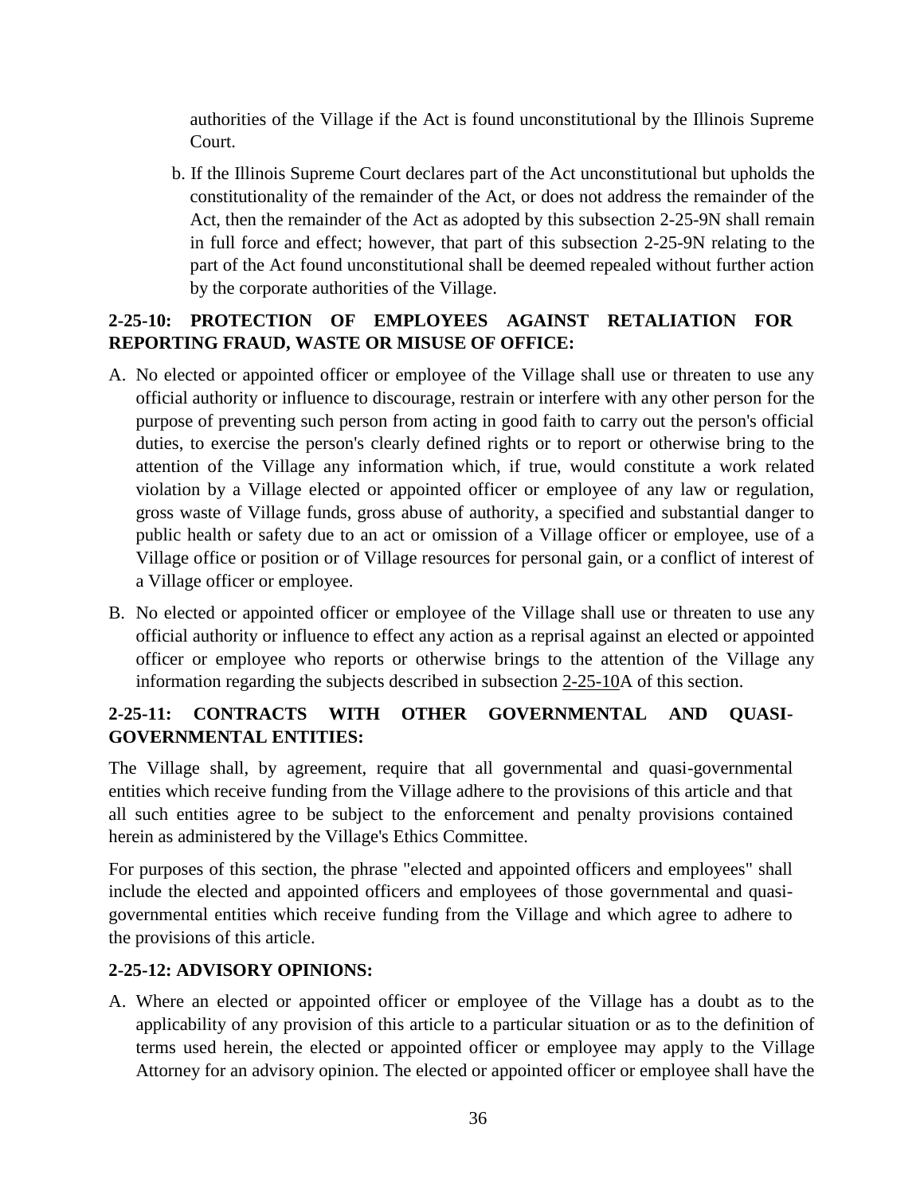authorities of the Village if the Act is found unconstitutional by the Illinois Supreme Court.

b. If the Illinois Supreme Court declares part of the Act unconstitutional but upholds the constitutionality of the remainder of the Act, or does not address the remainder of the Act, then the remainder of the Act as adopted by this subsection 2-25-9N shall remain in full force and effect; however, that part of this subsection 2-25-9N relating to the part of the Act found unconstitutional shall be deemed repealed without further action by the corporate authorities of the Village.

### 2-25-10: PROTECTION OF EMPLOYEES AGAINST RETALIATION FOR REPORTING FRAUD, WASTE OR MISUSE OF OFFICE:

A. No elected or appointed officer or employee of the Village shall use or threaten to use any official authority or influence to discourage, restrain or interfere with any other person for the purpose of preventing such person from acting in good faith to carry out the person's official duties, to exercise the person's clearly defined rights or to report or otherwise bring to the attention of the Village any information which, if true, would constitute a work related violation by a Village elected or appointed officer or employee of any law or regulation, gross waste of Village funds, gross abuse of authority, a specified and substantial danger to public health or safety due to an act or omission of a Village officer or employee, use of a Village office or position or of Village resources for personal gain, or a conflict of interest of a Village officer or employee.

B. No elected or appointed officer or employee of the Village shall use or threaten to use any official authority or influence to effect any action as a reprisal against an elected or appointed officer or employee who reports or otherwise brings to the attention of the Village any information regarding the subjects described in subsection 2-25-10A of this section.

### 2-25-11: CONTRACTS WITH OTHER GOVERNMENTAL AND QUASI-GOVERNMENTAL ENTITIES:

The Village shall, by agreement, require that all governmental and quasi-governmental entities which receive funding from the Village adhere to the provisions of this article and that all such entities agree to be subject to the enforcement and penalty provisions contained herein as administered by the Village's Ethics Committee.

For purposes of this section, the phrase "elected and appointed officers and employees" shall include the elected and appointed officers and employees of those governmental and quasi-governmental entities which receive funding from the Village and which agree to adhere to the provisions of this article.

### 2-25-12: ADVISORY OPINIONS:

A. Where an elected or appointed officer or employee of the Village has a doubt as to the applicability of any provision of this article to a particular situation or as to the definition of terms used herein, the elected or appointed officer or employee may apply to the Village Attorney for an advisory opinion. The elected or appointed officer or employee shall have the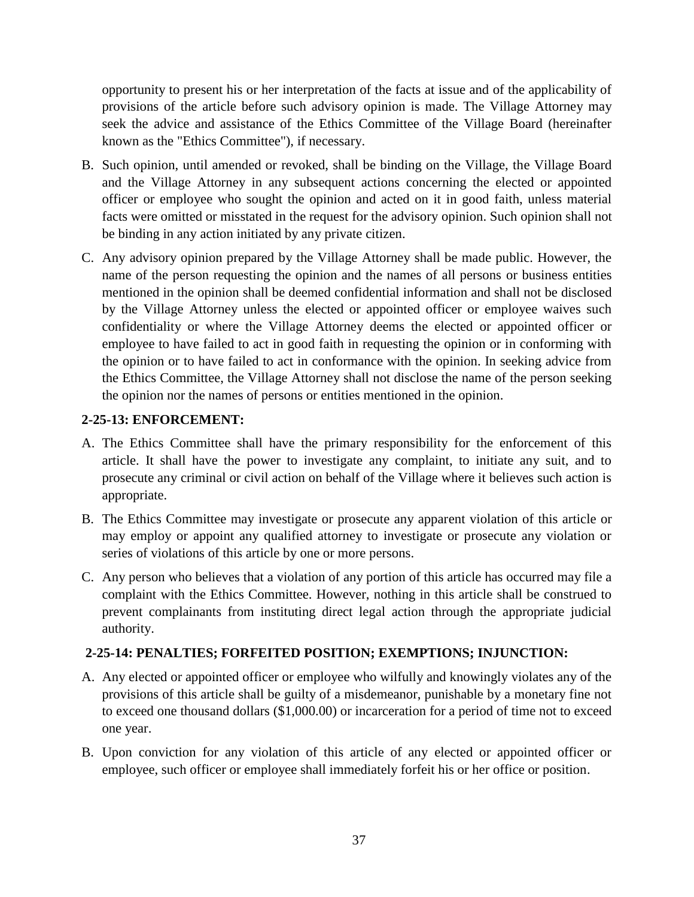opportunity to present his or her interpretation of the facts at issue and of the applicability of provisions of the article before such advisory opinion is made. The Village Attorney may seek the advice and assistance of the Ethics Committee of the Village Board (hereinafter known as the "Ethics Committee"), if necessary.

B. Such opinion, until amended or revoked, shall be binding on the Village, the Village Board and the Village Attorney in any subsequent actions concerning the elected or appointed officer or employee who sought the opinion and acted on it in good faith, unless material facts were omitted or misstated in the request for the advisory opinion. Such opinion shall not be binding in any action initiated by any private citizen.

C. Any advisory opinion prepared by the Village Attorney shall be made public. However, the name of the person requesting the opinion and the names of all persons or business entities mentioned in the opinion shall be deemed confidential information and shall not be disclosed by the Village Attorney unless the elected or appointed officer or employee waives such confidentiality or where the Village Attorney deems the elected or appointed officer or employee to have failed to act in good faith in requesting the opinion or in conforming with the opinion or to have failed to act in conformance with the opinion. In seeking advice from the Ethics Committee, the Village Attorney shall not disclose the name of the person seeking the opinion nor the names of persons or entities mentioned in the opinion.

**2-25-13: ENFORCEMENT:**

A. The Ethics Committee shall have the primary responsibility for the enforcement of this article. It shall have the power to investigate any complaint, to initiate any suit, and to prosecute any criminal or civil action on behalf of the Village where it believes such action is appropriate.

B. The Ethics Committee may investigate or prosecute any apparent violation of this article or may employ or appoint any qualified attorney to investigate or prosecute any violation or series of violations of this article by one or more persons.

C. Any person who believes that a violation of any portion of this article has occurred may file a complaint with the Ethics Committee. However, nothing in this article shall be construed to prevent complainants from instituting direct legal action through the appropriate judicial authority.

**2-25-14: PENALTIES; FORFEITED POSITION; EXEMPTIONS; INJUNCTION:**

A. Any elected or appointed officer or employee who wilfully and knowingly violates any of the provisions of this article shall be guilty of a misdemeanor, punishable by a monetary fine not to exceed one thousand dollars ($1,000.00) or incarceration for a period of time not to exceed one year.

B. Upon conviction for any violation of this article of any elected or appointed officer or employee, such officer or employee shall immediately forfeit his or her office or position.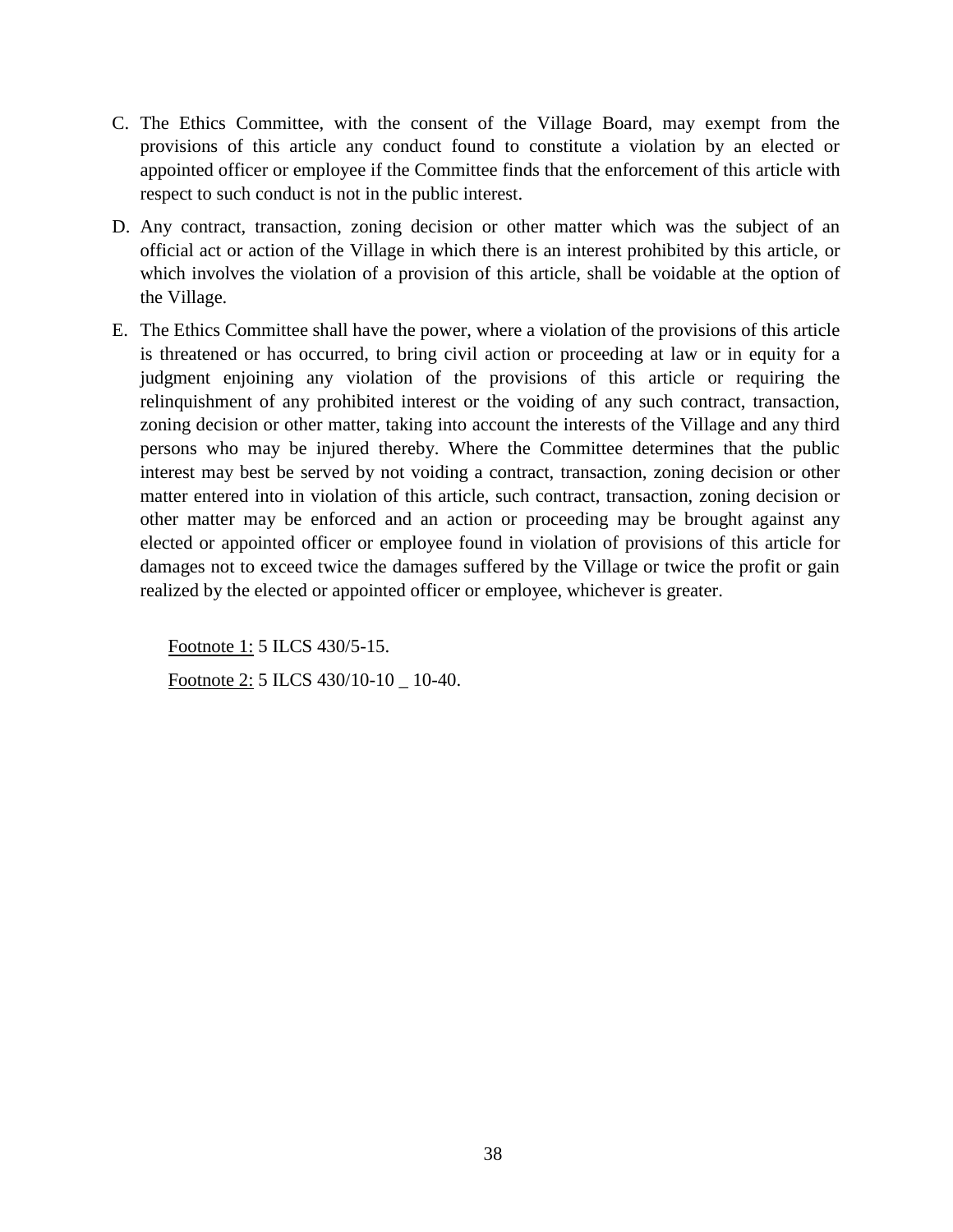C. The Ethics Committee, with the consent of the Village Board, may exempt from the provisions of this article any conduct found to constitute a violation by an elected or appointed officer or employee if the Committee finds that the enforcement of this article with respect to such conduct is not in the public interest.

D. Any contract, transaction, zoning decision or other matter which was the subject of an official act or action of the Village in which there is an interest prohibited by this article, or which involves the violation of a provision of this article, shall be voidable at the option of the Village.

E. The Ethics Committee shall have the power, where a violation of the provisions of this article is threatened or has occurred, to bring civil action or proceeding at law or in equity for a judgment enjoining any violation of the provisions of this article or requiring the relinquishment of any prohibited interest or the voiding of any such contract, transaction, zoning decision or other matter, taking into account the interests of the Village and any third persons who may be injured thereby. Where the Committee determines that the public interest may best be served by not voiding a contract, transaction, zoning decision or other matter entered into in violation of this article, such contract, transaction, zoning decision or other matter may be enforced and an action or proceeding may be brought against any elected or appointed officer or employee found in violation of provisions of this article for damages not to exceed twice the damages suffered by the Village or twice the profit or gain realized by the elected or appointed officer or employee, whichever is greater.

Footnote 1: 5 ILCS 430/5-15.

Footnote 2: 5 ILCS 430/10-10 _ 10-40.